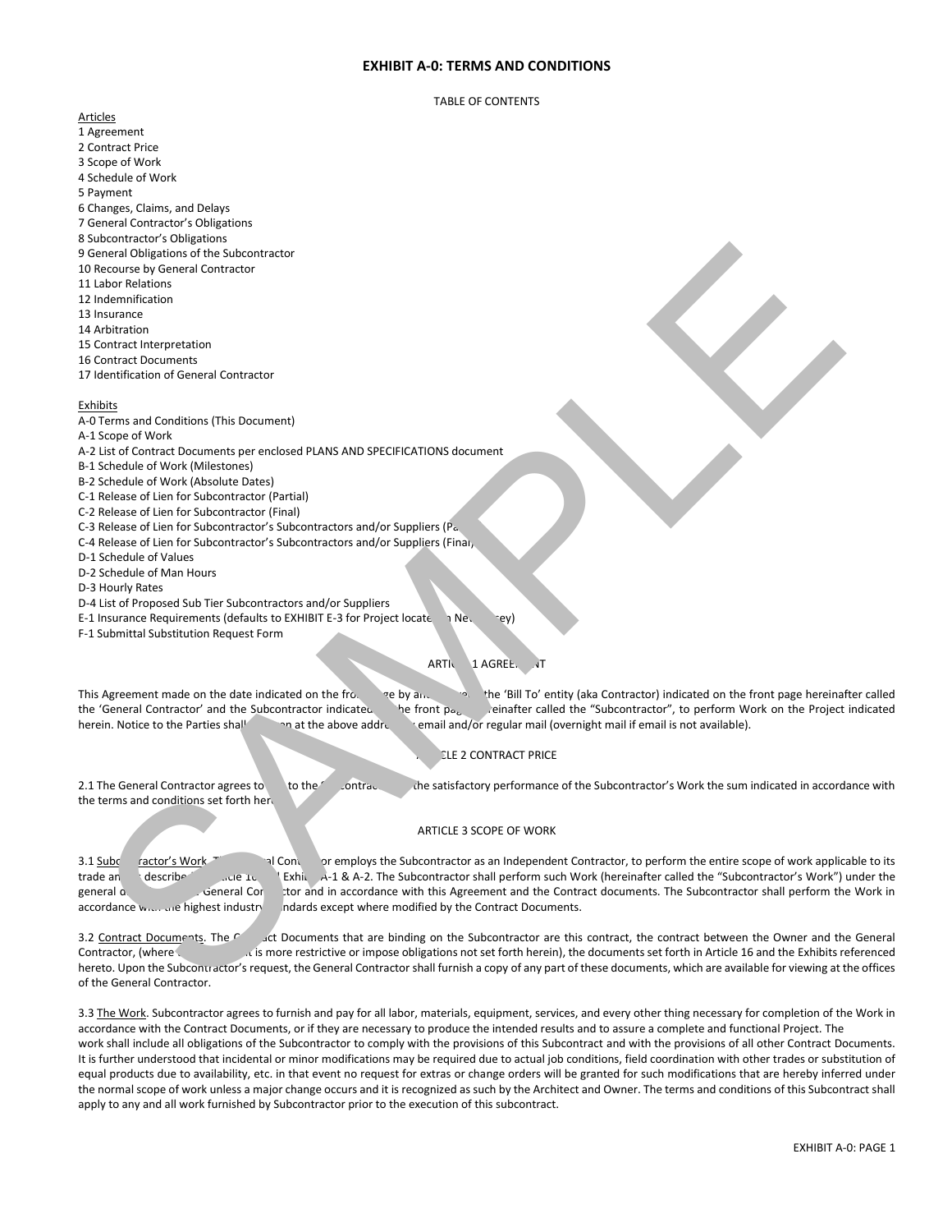# EXHIBIT A-0: TERMS AND CONDITIONS

TABLE OF CONTENTS

Articles

1 Agreement
2 Contract Price
3 Scope of Work
4 Schedule of Work
5 Payment
6 Changes, Claims, and Delays
7 General Contractor's Obligations
8 Subcontractor's Obligations
9 General Obligations of the Subcontractor
10 Recourse by General Contractor
11 Labor Relations
12 Indemnification
13 Insurance
14 Arbitration
15 Contract Interpretation
16 Contract Documents
17 Identification of General Contractor

Exhibits

A-0 Terms and Conditions (This Document)
A-1 Scope of Work
A-2 List of Contract Documents per enclosed PLANS AND SPECIFICATIONS document
B-1 Schedule of Work (Milestones)
B-2 Schedule of Work (Absolute Dates)
C-1 Release of Lien for Subcontractor (Partial)
C-2 Release of Lien for Subcontractor (Final)
C-3 Release of Lien for Subcontractor's Subcontractors and/or Suppliers (Pa
C-4 Release of Lien for Subcontractor's Subcontractors and/or Suppliers (Final)
D-1 Schedule of Values
D-2 Schedule of Man Hours
D-3 Hourly Rates
D-4 List of Proposed Sub Tier Subcontractors and/or Suppliers
E-1 Insurance Requirements (defaults to EXHIBIT E-3 for Project locate n Ne sey)
F-1 Submittal Substitution Request Form

ARTIC 1 AGREE NT

This Agreement made on the date indicated on the fro ge by an the 'Bill To' entity (aka Contractor) indicated on the front page hereinafter called the 'General Contractor' and the Subcontractor indicated he front pa einafter called the "Subcontractor", to perform Work on the Project indicated herein. Notice to the Parties shall on at the above addre email and/or regular mail (overnight mail if email is not available).

CLE 2 CONTRACT PRICE

2.1 The General Contractor agrees to to the contrac the satisfactory performance of the Subcontractor's Work the sum indicated in accordance with the terms and conditions set forth her

ARTICLE 3 SCOPE OF WORK

3.1 Subc ractor's Work. al Con or employs the Subcontractor as an Independent Contractor, to perform the entire scope of work applicable to its trade an describe icle 1 Exhi A-1 & A-2. The Subcontractor shall perform such Work (hereinafter called the "Subcontractor's Work") under the general d General Co ctor and in accordance with this Agreement and the Contract documents. The Subcontractor shall perform the Work in accordance w the highest industr ndards except where modified by the Contract Documents.

3.2 Contract Documents. The C act Documents that are binding on the Subcontractor are this contract, the contract between the Owner and the General Contractor, (where t is more restrictive or impose obligations not set forth herein), the documents set forth in Article 16 and the Exhibits referenced hereto. Upon the Subcontractor's request, the General Contractor shall furnish a copy of any part of these documents, which are available for viewing at the offices of the General Contractor.

3.3 The Work. Subcontractor agrees to furnish and pay for all labor, materials, equipment, services, and every other thing necessary for completion of the Work in accordance with the Contract Documents, or if they are necessary to produce the intended results and to assure a complete and functional Project. The work shall include all obligations of the Subcontractor to comply with the provisions of this Subcontract and with the provisions of all other Contract Documents. It is further understood that incidental or minor modifications may be required due to actual job conditions, field coordination with other trades or substitution of equal products due to availability, etc. in that event no request for extras or change orders will be granted for such modifications that are hereby inferred under the normal scope of work unless a major change occurs and it is recognized as such by the Architect and Owner. The terms and conditions of this Subcontract shall apply to any and all work furnished by Subcontractor prior to the execution of this subcontract.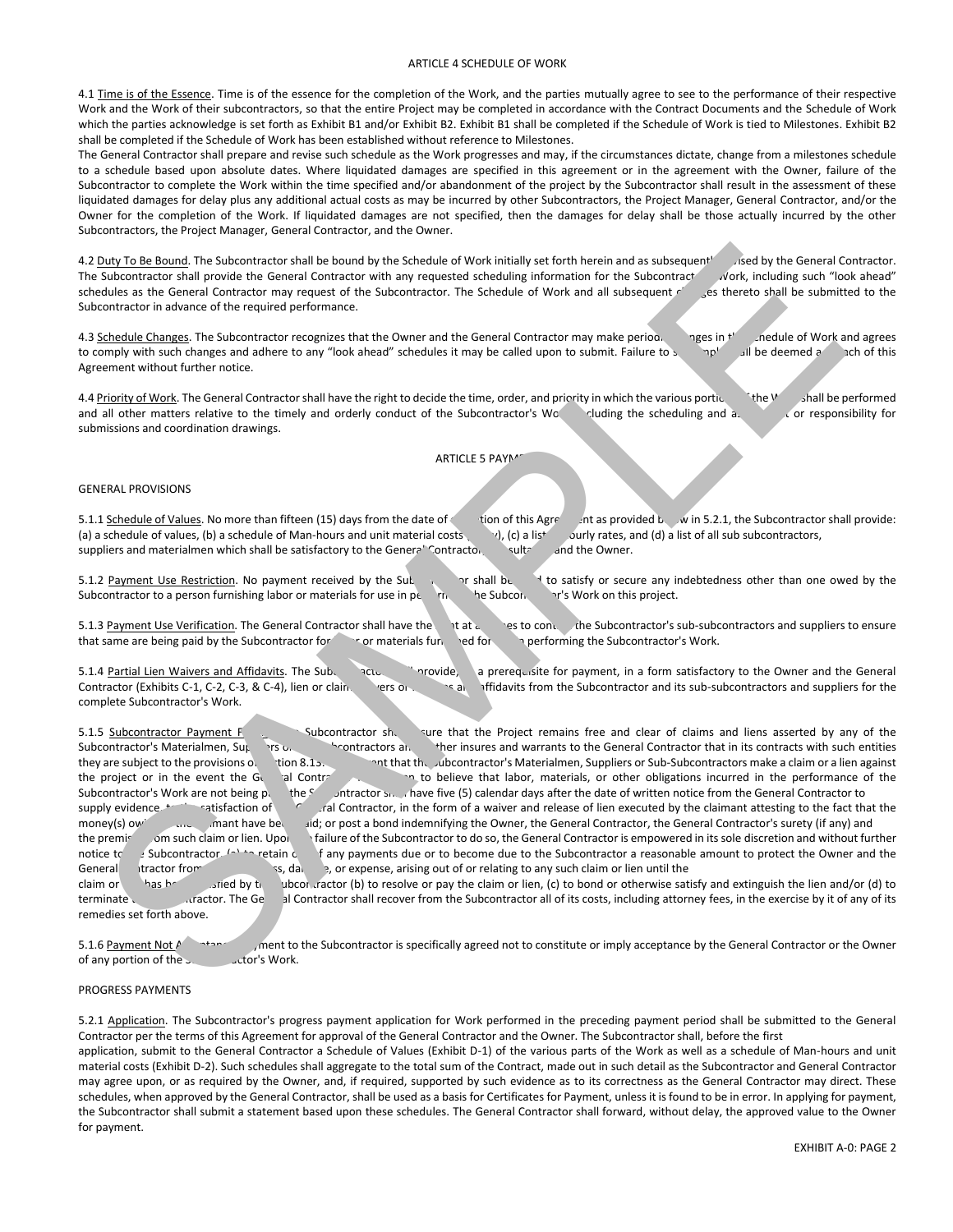## ARTICLE 4 SCHEDULE OF WORK

4.1 Time is of the Essence. Time is of the essence for the completion of the Work, and the parties mutually agree to see to the performance of their respective Work and the Work of their subcontractors, so that the entire Project may be completed in accordance with the Contract Documents and the Schedule of Work which the parties acknowledge is set forth as Exhibit B1 and/or Exhibit B2. Exhibit B1 shall be completed if the Schedule of Work is tied to Milestones. Exhibit B2 shall be completed if the Schedule of Work has been established without reference to Milestones.

The General Contractor shall prepare and revise such schedule as the Work progresses and may, if the circumstances dictate, change from a milestones schedule to a schedule based upon absolute dates. Where liquidated damages are specified in this agreement or in the agreement with the Owner, failure of the Subcontractor to complete the Work within the time specified and/or abandonment of the project by the Subcontractor shall result in the assessment of these liquidated damages for delay plus any additional actual costs as may be incurred by other Subcontractors, the Project Manager, General Contractor, and/or the Owner for the completion of the Work. If liquidated damages are not specified, then the damages for delay shall be those actually incurred by the other Subcontractors, the Project Manager, General Contractor, and the Owner.

4.2 Duty To Be Bound. The Subcontractor shall be bound by the Schedule of Work initially set forth herein and as subsequently revised by the General Contractor. The Subcontractor shall provide the General Contractor with any requested scheduling information for the Subcontractor's Work, including such "look ahead" schedules as the General Contractor may request of the Subcontractor. The Schedule of Work and all subsequent changes thereto shall be submitted to the Subcontractor in advance of the required performance.

4.3 Schedule Changes. The Subcontractor recognizes that the Owner and the General Contractor may make periodic changes in the Schedule of Work and agrees to comply with such changes and adhere to any "look ahead" schedules it may be called upon to submit. Failure to so comply shall be deemed a breach of this Agreement without further notice.

4.4 Priority of Work. The General Contractor shall have the right to decide the time, order, and priority in which the various portions of the Work shall be performed and all other matters relative to the timely and orderly conduct of the Subcontractor's Work, including the scheduling and assignment or responsibility for submissions and coordination drawings.

## ARTICLE 5 PAYMENT

GENERAL PROVISIONS

5.1.1 Schedule of Values. No more than fifteen (15) days from the date of execution of this Agreement as provided below in 5.2.1, the Subcontractor shall provide: (a) a schedule of values, (b) a schedule of Man-hours and unit material costs (if any), (c) a list of hourly rates, and (d) a list of all sub subcontractors, suppliers and materialmen which shall be satisfactory to the General Contractor, Consultant and the Owner.

5.1.2 Payment Use Restriction. No payment received by the Subcontractor shall be used to satisfy or secure any indebtedness other than one owed by the Subcontractor to a person furnishing labor or materials for use in performing the Subcontractor's Work on this project.

5.1.3 Payment Use Verification. The General Contractor shall have the right at all times to contact the Subcontractor's sub-subcontractors and suppliers to ensure that same are being paid by the Subcontractor for labor or materials furnished for use in performing the Subcontractor's Work.

5.1.4 Partial Lien Waivers and Affidavits. The Subcontractor shall provide, as a prerequisite for payment, in a form satisfactory to the Owner and the General Contractor (Exhibits C-1, C-2, C-3, & C-4), lien or claim waivers or releases and affidavits from the Subcontractor and its sub-subcontractors and suppliers for the complete Subcontractor's Work.

5.1.5 Subcontractor Payment Failure. The Subcontractor shall ensure that the Project remains free and clear of claims and liens asserted by any of the Subcontractor's Materialmen, Suppliers or Sub-Subcontractors and further insures and warrants to the General Contractor that in its contracts with such entities they are subject to the provisions of Section 8.13. In the event that the Subcontractor's Materialmen, Suppliers or Sub-Subcontractors make a claim or a lien against the project or in the event the General Contractor has reason to believe that labor, materials, or other obligations incurred in the performance of the Subcontractor's Work are not being paid, the Subcontractor shall have five (5) calendar days after the date of written notice from the General Contractor to supply evidence, to the satisfaction of the General Contractor, in the form of a waiver and release of lien executed by the claimant attesting to the fact that the money(s) owed to the claimant have been paid; or post a bond indemnifying the Owner, the General Contractor, the General Contractor's surety (if any) and the premises from such claim or lien. Upon the failure of the Subcontractor to do so, the General Contractor is empowered in its sole discretion and without further notice to the Subcontractor (a) to retain out of any payments due or to become due to the Subcontractor a reasonable amount to protect the Owner and the General Contractor from any loss, damage, or expense, arising out of or relating to any such claim or lien until the claim or lien has been satisfied by the Subcontractor (b) to resolve or pay the claim or lien, (c) to bond or otherwise satisfy and extinguish the lien and/or (d) to terminate the Subcontractor. The General Contractor shall recover from the Subcontractor all of its costs, including attorney fees, in the exercise by it of any of its remedies set forth above.

5.1.6 Payment Not Acceptance. Payment to the Subcontractor is specifically agreed not to constitute or imply acceptance by the General Contractor or the Owner of any portion of the Subcontractor's Work.

PROGRESS PAYMENTS

5.2.1 Application. The Subcontractor's progress payment application for Work performed in the preceding payment period shall be submitted to the General Contractor per the terms of this Agreement for approval of the General Contractor and the Owner. The Subcontractor shall, before the first application, submit to the General Contractor a Schedule of Values (Exhibit D-1) of the various parts of the Work as well as a schedule of Man-hours and unit material costs (Exhibit D-2). Such schedules shall aggregate to the total sum of the Contract, made out in such detail as the Subcontractor and General Contractor may agree upon, or as required by the Owner, and, if required, supported by such evidence as to its correctness as the General Contractor may direct. These schedules, when approved by the General Contractor, shall be used as a basis for Certificates for Payment, unless it is found to be in error. In applying for payment, the Subcontractor shall submit a statement based upon these schedules. The General Contractor shall forward, without delay, the approved value to the Owner for payment.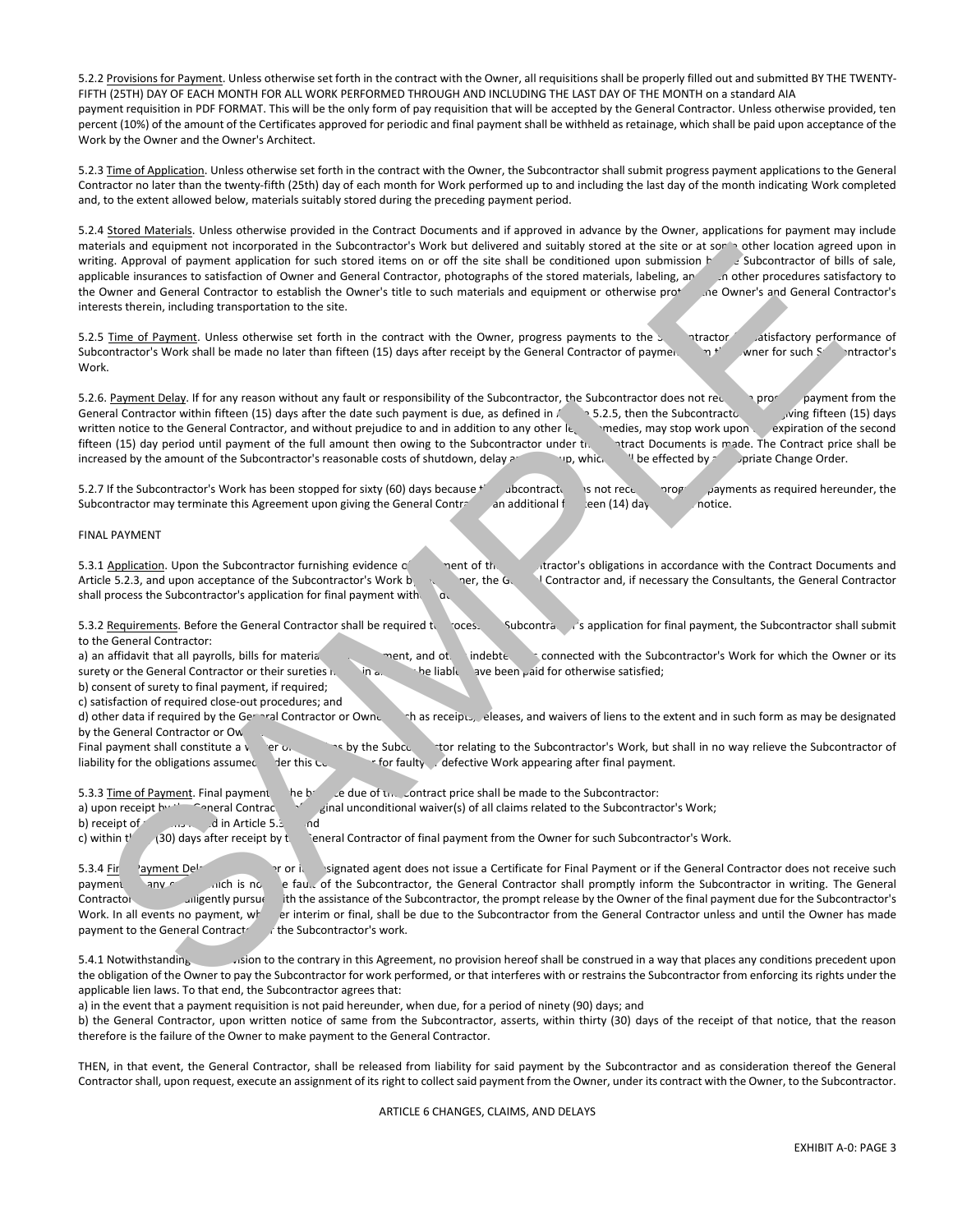5.2.2 Provisions for Payment. Unless otherwise set forth in the contract with the Owner, all requisitions shall be properly filled out and submitted BY THE TWENTY-FIFTH (25TH) DAY OF EACH MONTH FOR ALL WORK PERFORMED THROUGH AND INCLUDING THE LAST DAY OF THE MONTH on a standard AIA payment requisition in PDF FORMAT. This will be the only form of pay requisition that will be accepted by the General Contractor. Unless otherwise provided, ten percent (10%) of the amount of the Certificates approved for periodic and final payment shall be withheld as retainage, which shall be paid upon acceptance of the Work by the Owner and the Owner's Architect.

5.2.3 Time of Application. Unless otherwise set forth in the contract with the Owner, the Subcontractor shall submit progress payment applications to the General Contractor no later than the twenty-fifth (25th) day of each month for Work performed up to and including the last day of the month indicating Work completed and, to the extent allowed below, materials suitably stored during the preceding payment period.

5.2.4 Stored Materials. Unless otherwise provided in the Contract Documents and if approved in advance by the Owner, applications for payment may include materials and equipment not incorporated in the Subcontractor's Work but delivered and suitably stored at the site or at some other location agreed upon in writing. Approval of payment application for such stored items on or off the site shall be conditioned upon submission by the Subcontractor of bills of sale, applicable insurances to satisfaction of Owner and General Contractor, photographs of the stored materials, labeling, and other procedures satisfactory to the Owner and General Contractor to establish the Owner's title to such materials and equipment or otherwise protect the Owner's and General Contractor's interests therein, including transportation to the site.

5.2.5 Time of Payment. Unless otherwise set forth in the contract with the Owner, progress payments to the Subcontractor for satisfactory performance of Subcontractor's Work shall be made no later than fifteen (15) days after receipt by the General Contractor of payment from the Owner for such Subcontractor's Work.

5.2.6. Payment Delay. If for any reason without any fault or responsibility of the Subcontractor, the Subcontractor does not receive a progress payment from the General Contractor within fifteen (15) days after the date such payment is due, as defined in Article 5.2.5, then the Subcontractor, upon giving fifteen (15) days written notice to the General Contractor, and without prejudice to and in addition to any other legal remedies, may stop work upon the expiration of the second fifteen (15) day period until payment of the full amount then owing to the Subcontractor under the Contract Documents is made. The Contract price shall be increased by the amount of the Subcontractor's reasonable costs of shutdown, delay and start-up, which shall be effected by appropriate Change Order.

5.2.7 If the Subcontractor's Work has been stopped for sixty (60) days because the Subcontractor has not received progress payments as required hereunder, the Subcontractor may terminate this Agreement upon giving the General Contractor an additional fourteen (14) days written notice.

FINAL PAYMENT

5.3.1 Application. Upon the Subcontractor furnishing evidence of fulfillment of the Subcontractor's obligations in accordance with the Contract Documents and Article 5.2.3, and upon acceptance of the Subcontractor's Work by the Owner, the General Contractor and, if necessary the Consultants, the General Contractor shall process the Subcontractor's application for final payment without delay.

5.3.2 Requirements. Before the General Contractor shall be required to process the Subcontractor's application for final payment, the Subcontractor shall submit to the General Contractor:

a) an affidavit that all payrolls, bills for materials and equipment, and other indebtedness connected with the Subcontractor's Work for which the Owner or its surety or the General Contractor or their sureties may in any way be liable, have been paid for otherwise satisfied;

b) consent of surety to final payment, if required;

c) satisfaction of required close-out procedures; and

d) other data if required by the General Contractor or Owner, such as receipts, releases, and waivers of liens to the extent and in such form as may be designated by the General Contractor or Owner.

Final payment shall constitute a waiver of all claims by the Subcontractor relating to the Subcontractor's Work, but shall in no way relieve the Subcontractor of liability for the obligations assumed under this Contract or for faulty or defective Work appearing after final payment.

5.3.3 Time of Payment. Final payment of the balance due of the contract price shall be made to the Subcontractor:

a) upon receipt by the General Contractor of original unconditional waiver(s) of all claims related to the Subcontractor's Work;

b) receipt of items listed in Article 5.3.2; and

c) within thirty (30) days after receipt by the General Contractor of final payment from the Owner for such Subcontractor's Work.

5.3.4 Final Payment Delay. If the Owner or its designated agent does not issue a Certificate for Final Payment or if the General Contractor does not receive such payment for any cause which is not the fault of the Subcontractor, the General Contractor shall promptly inform the Subcontractor in writing. The General Contractor shall diligently pursue, with the assistance of the Subcontractor, the prompt release by the Owner of the final payment due for the Subcontractor's Work. In all events no payment, whether interim or final, shall be due to the Subcontractor from the General Contractor unless and until the Owner has made payment to the General Contractor for the Subcontractor's work.

5.4.1 Notwithstanding any provision to the contrary in this Agreement, no provision hereof shall be construed in a way that places any conditions precedent upon the obligation of the Owner to pay the Subcontractor for work performed, or that interferes with or restrains the Subcontractor from enforcing its rights under the applicable lien laws. To that end, the Subcontractor agrees that:

a) in the event that a payment requisition is not paid hereunder, when due, for a period of ninety (90) days; and

b) the General Contractor, upon written notice of same from the Subcontractor, asserts, within thirty (30) days of the receipt of that notice, that the reason therefore is the failure of the Owner to make payment to the General Contractor.

THEN, in that event, the General Contractor, shall be released from liability for said payment by the Subcontractor and as consideration thereof the General Contractor shall, upon request, execute an assignment of its right to collect said payment from the Owner, under its contract with the Owner, to the Subcontractor.

ARTICLE 6 CHANGES, CLAIMS, AND DELAYS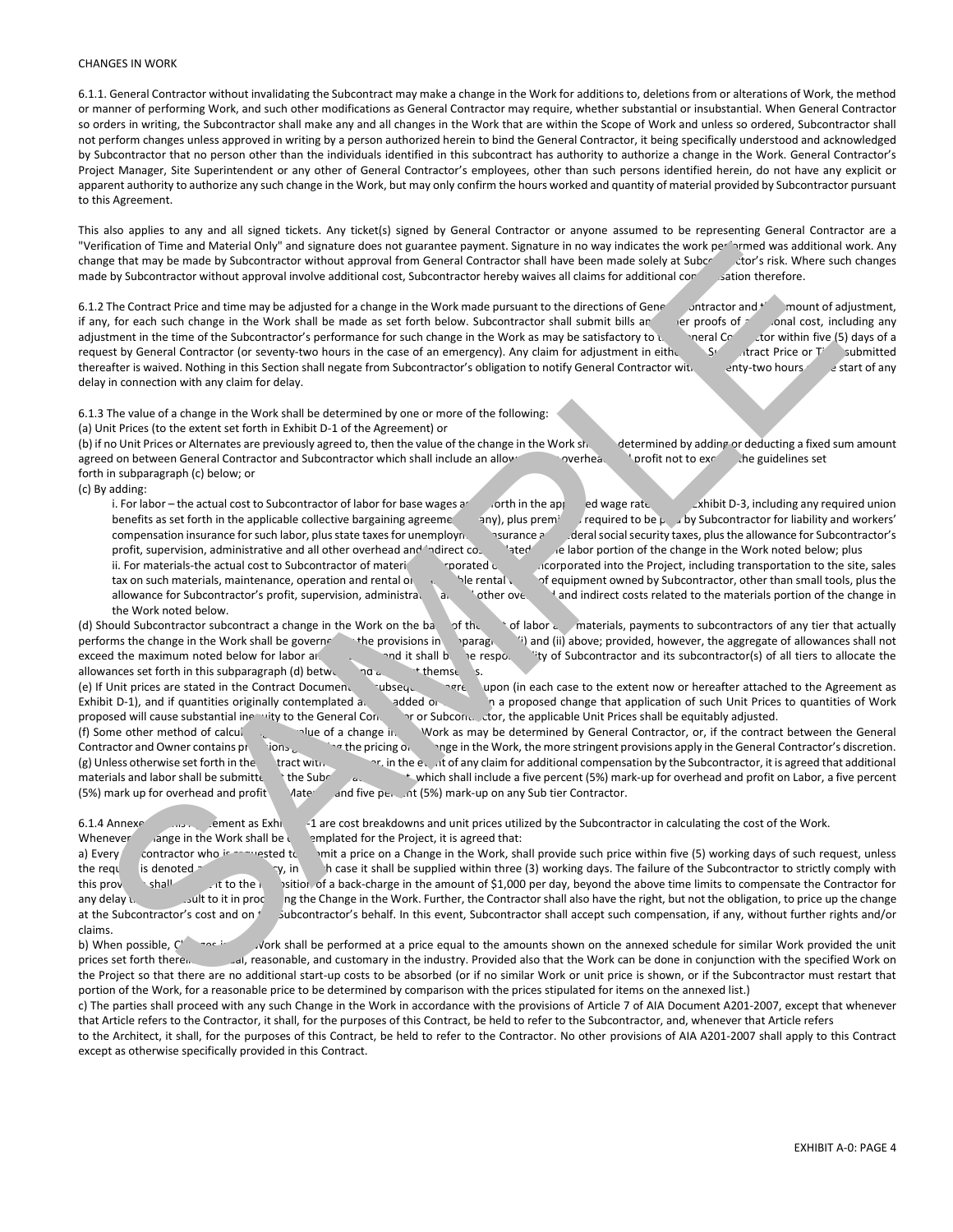CHANGES IN WORK

6.1.1. General Contractor without invalidating the Subcontract may make a change in the Work for additions to, deletions from or alterations of Work, the method or manner of performing Work, and such other modifications as General Contractor may require, whether substantial or insubstantial. When General Contractor so orders in writing, the Subcontractor shall make any and all changes in the Work that are within the Scope of Work and unless so ordered, Subcontractor shall not perform changes unless approved in writing by a person authorized herein to bind the General Contractor, it being specifically understood and acknowledged by Subcontractor that no person other than the individuals identified in this subcontract has authority to authorize a change in the Work. General Contractor's Project Manager, Site Superintendent or any other of General Contractor's employees, other than such persons identified herein, do not have any explicit or apparent authority to authorize any such change in the Work, but may only confirm the hours worked and quantity of material provided by Subcontractor pursuant to this Agreement.

This also applies to any and all signed tickets. Any ticket(s) signed by General Contractor or anyone assumed to be representing General Contractor are a "Verification of Time and Material Only" and signature does not guarantee payment. Signature in no way indicates the work performed was additional work. Any change that may be made by Subcontractor without approval from General Contractor shall have been made solely at Subcontractor's risk. Where such changes made by Subcontractor without approval involve additional cost, Subcontractor hereby waives all claims for additional compensation therefore.

6.1.2 The Contract Price and time may be adjusted for a change in the Work made pursuant to the directions of General Contractor and the amount of adjustment, if any, for each such change in the Work shall be made as set forth below. Subcontractor shall submit bills and other proofs of additional cost, including any adjustment in the time of the Subcontractor's performance for such change in the Work as may be satisfactory to the General Contractor within five (5) days of a request by General Contractor (or seventy-two hours in the case of an emergency). Any claim for adjustment in either the Subcontract Price or Time submitted thereafter is waived. Nothing in this Section shall negate from Subcontractor's obligation to notify General Contractor within seventy-two hours of the start of any delay in connection with any claim for delay.

6.1.3 The value of a change in the Work shall be determined by one or more of the following:

(a) Unit Prices (to the extent set forth in Exhibit D-1 of the Agreement) or

(b) if no Unit Prices or Alternates are previously agreed to, then the value of the change in the Work shall be determined by adding or deducting a fixed sum amount agreed on between General Contractor and Subcontractor which shall include an allowance for overhead and profit not to exceed the guidelines set forth in subparagraph (c) below; or

(c) By adding:

i. For labor – the actual cost to Subcontractor of labor for base wages as set forth in the approved wage rates in Exhibit D-3, including any required union benefits as set forth in the applicable collective bargaining agreement (if any), plus premiums required to be paid by Subcontractor for liability and workers' compensation insurance for such labor, plus state taxes for unemployment insurance and federal social security taxes, plus the allowance for Subcontractor's profit, supervision, administrative and all other overhead and indirect costs related to the labor portion of the change in the Work noted below; plus

ii. For materials-the actual cost to Subcontractor of materials incorporated or to be incorporated into the Project, including transportation to the site, sales tax on such materials, maintenance, operation and rental or reasonable rental value of equipment owned by Subcontractor, other than small tools, plus the allowance for Subcontractor's profit, supervision, administrative and all other overhead and indirect costs related to the materials portion of the change in the Work noted below.

(d) Should Subcontractor subcontract a change in the Work on the basis of the cost of labor and materials, payments to subcontractors of any tier that actually performs the change in the Work shall be governed by the provisions in subparagraphs (i) and (ii) above; provided, however, the aggregate of allowances shall not exceed the maximum noted below for labor and materials and it shall be the responsibility of Subcontractor and its subcontractor(s) of all tiers to allocate the allowances set forth in this subparagraph (d) between and among themselves.

(e) If Unit prices are stated in the Contract Documents or subsequently agreed upon (in each case to the extent now or hereafter attached to the Agreement as Exhibit D-1), and if quantities originally contemplated are so added or changed in a proposed change that application of such Unit Prices to quantities of Work proposed will cause substantial inequity to the General Contractor or Subcontractor, the applicable Unit Prices shall be equitably adjusted.

(f) Some other method of calculating the value of a change in the Work as may be determined by General Contractor, or, if the contract between the General Contractor and Owner contains provisions governing the pricing of a change in the Work, the more stringent provisions apply in the General Contractor's discretion.

(g) Unless otherwise set forth in the contract with Owner, in the event of any claim for additional compensation by the Subcontractor, it is agreed that additional materials and labor shall be submitted by the Subcontractor at cost, which shall include a five percent (5%) mark-up for overhead and profit on Labor, a five percent (5%) mark up for overhead and profit on Materials and five percent (5%) mark-up on any Sub tier Contractor.

6.1.4 Annexed to this Agreement as Exhibit D-1 are cost breakdowns and unit prices utilized by the Subcontractor in calculating the cost of the Work. Whenever a change in the Work shall be contemplated for the Project, it is agreed that:

a) Every subcontractor who is requested to submit a price on a Change in the Work, shall provide such price within five (5) working days of such request, unless the request is denoted an emergency, in which case it shall be supplied within three (3) working days. The failure of the Subcontractor to strictly comply with this provision shall subject it to the imposition of a back-charge in the amount of $1,000 per day, beyond the above time limits to compensate the Contractor for any delay that may result to it in processing the Change in the Work. Further, the Contractor shall also have the right, but not the obligation, to price up the change at the Subcontractor's cost and on the Subcontractor's behalf. In this event, Subcontractor shall accept such compensation, if any, without further rights and/or claims.

b) When possible, Changes in the Work shall be performed at a price equal to the amounts shown on the annexed schedule for similar Work provided the unit prices set forth therein are fair, reasonable, and customary in the industry. Provided also that the Work can be done in conjunction with the specified Work on the Project so that there are no additional start-up costs to be absorbed (or if no similar Work or unit price is shown, or if the Subcontractor must restart that portion of the Work, for a reasonable price to be determined by comparison with the prices stipulated for items on the annexed list.)

c) The parties shall proceed with any such Change in the Work in accordance with the provisions of Article 7 of AIA Document A201-2007, except that whenever that Article refers to the Contractor, it shall, for the purposes of this Contract, be held to refer to the Subcontractor, and, whenever that Article refers to the Architect, it shall, for the purposes of this Contract, be held to refer to the Contractor. No other provisions of AIA A201-2007 shall apply to this Contract except as otherwise specifically provided in this Contract.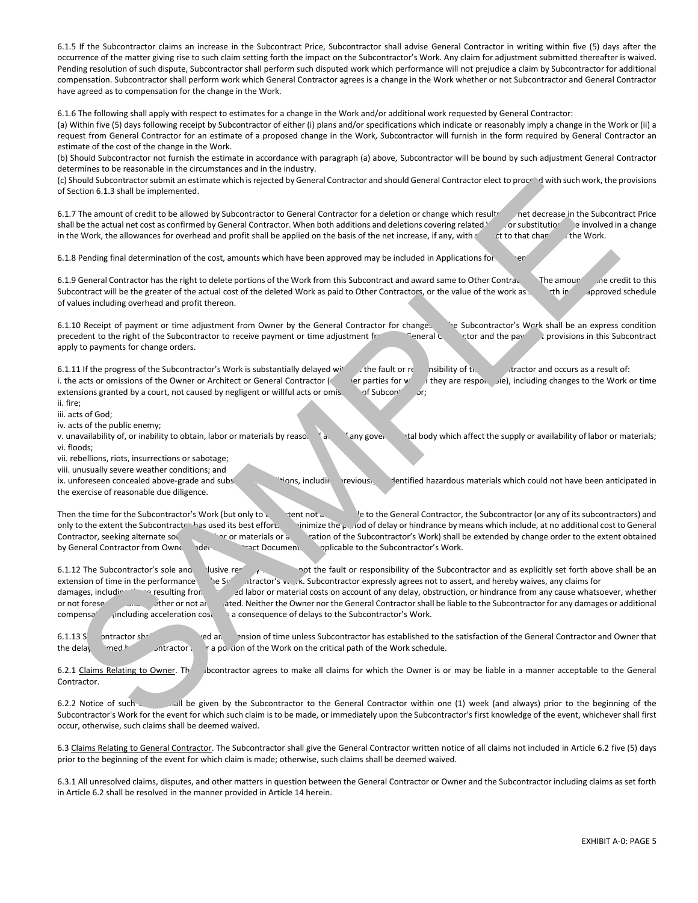6.1.5 If the Subcontractor claims an increase in the Subcontract Price, Subcontractor shall advise General Contractor in writing within five (5) days after the occurrence of the matter giving rise to such claim setting forth the impact on the Subcontractor's Work. Any claim for adjustment submitted thereafter is waived. Pending resolution of such dispute, Subcontractor shall perform such disputed work which performance will not prejudice a claim by Subcontractor for additional compensation. Subcontractor shall perform work which General Contractor agrees is a change in the Work whether or not Subcontractor and General Contractor have agreed as to compensation for the change in the Work.

6.1.6 The following shall apply with respect to estimates for a change in the Work and/or additional work requested by General Contractor:

(a) Within five (5) days following receipt by Subcontractor of either (i) plans and/or specifications which indicate or reasonably imply a change in the Work or (ii) a request from General Contractor for an estimate of a proposed change in the Work, Subcontractor will furnish in the form required by General Contractor an estimate of the cost of the change in the Work.

(b) Should Subcontractor not furnish the estimate in accordance with paragraph (a) above, Subcontractor will be bound by such adjustment General Contractor determines to be reasonable in the circumstances and in the industry.

(c) Should Subcontractor submit an estimate which is rejected by General Contractor and should General Contractor elect to proceed with such work, the provisions of Section 6.1.3 shall be implemented.

6.1.7 The amount of credit to be allowed by Subcontractor to General Contractor for a deletion or change which results in a net decrease in the Subcontract Price shall be the actual net cost as confirmed by General Contractor. When both additions and deletions covering related Work or substitutions are involved in a change in the Work, the allowances for overhead and profit shall be applied on the basis of the net increase, if any, with respect to that change in the Work.

6.1.8 Pending final determination of the cost, amounts which have been approved may be included in Applications for Payment.

6.1.9 General Contractor has the right to delete portions of the Work from this Subcontract and award same to Other Contractors. The amount of the credit to this Subcontract will be the greater of the actual cost of the deleted Work as paid to Other Contractors, or the value of the work as set forth in the approved schedule of values including overhead and profit thereon.

6.1.10 Receipt of payment or time adjustment from Owner by the General Contractor for changes to the Subcontractor's Work shall be an express condition precedent to the right of the Subcontractor to receive payment or time adjustment from the General Contractor and the payment provisions in this Subcontract apply to payments for change orders.

6.1.11 If the progress of the Subcontractor's Work is substantially delayed without the fault or responsibility of the Subcontractor and occurs as a result of:

i. the acts or omissions of the Owner or Architect or General Contractor (or other parties for which they are responsible), including changes to the Work or time extensions granted by a court, not caused by negligent or willful acts or omissions of Subcontractor;

ii. fire;

iii. acts of God;

iv. acts of the public enemy;

v. unavailability of, or inability to obtain, labor or materials by reason of acts of any governmental body which affect the supply or availability of labor or materials;

vi. floods;

vii. rebellions, riots, insurrections or sabotage;

viii. unusually severe weather conditions; and

ix. unforeseen concealed above-grade and subsurface conditions, including previously unidentified hazardous materials which could not have been anticipated in the exercise of reasonable due diligence.

Then the time for the Subcontractor's Work (but only to the extent not attributable to the General Contractor, the Subcontractor (or any of its subcontractors) and only to the extent the Subcontractor has used its best efforts to minimize the period of delay or hindrance by means which include, at no additional cost to General Contractor, seeking alternate sources of labor or materials or acceleration of the Subcontractor's Work) shall be extended by change order to the extent obtained by General Contractor from Owner under the Contract Documents applicable to the Subcontractor's Work.

6.1.12 The Subcontractor's sole and exclusive remedy for delays not the fault or responsibility of the Subcontractor and as explicitly set forth above shall be an extension of time in the performance of the Subcontractor's Work. Subcontractor expressly agrees not to assert, and hereby waives, any claims for damages, including those resulting from increased labor or material costs on account of any delay, obstruction, or hindrance from any cause whatsoever, whether or not foreseeable and whether or not anticipated. Neither the Owner nor the General Contractor shall be liable to the Subcontractor for any damages or additional compensation (including acceleration costs) as a consequence of delays to the Subcontractor's Work.

6.1.13 Subcontractor shall not be granted an extension of time unless Subcontractor has established to the satisfaction of the General Contractor and Owner that the delay claimed by Subcontractor is for a portion of the Work on the critical path of the Work schedule.

6.2.1 Claims Relating to Owner. The Subcontractor agrees to make all claims for which the Owner is or may be liable in a manner acceptable to the General Contractor.

6.2.2 Notice of such claims shall be given by the Subcontractor to the General Contractor within one (1) week (and always) prior to the beginning of the Subcontractor's Work for the event for which such claim is to be made, or immediately upon the Subcontractor's first knowledge of the event, whichever shall first occur, otherwise, such claims shall be deemed waived.

6.3 Claims Relating to General Contractor. The Subcontractor shall give the General Contractor written notice of all claims not included in Article 6.2 five (5) days prior to the beginning of the event for which claim is made; otherwise, such claims shall be deemed waived.

6.3.1 All unresolved claims, disputes, and other matters in question between the General Contractor or Owner and the Subcontractor including claims as set forth in Article 6.2 shall be resolved in the manner provided in Article 14 herein.

EXHIBIT A-0: PAGE 5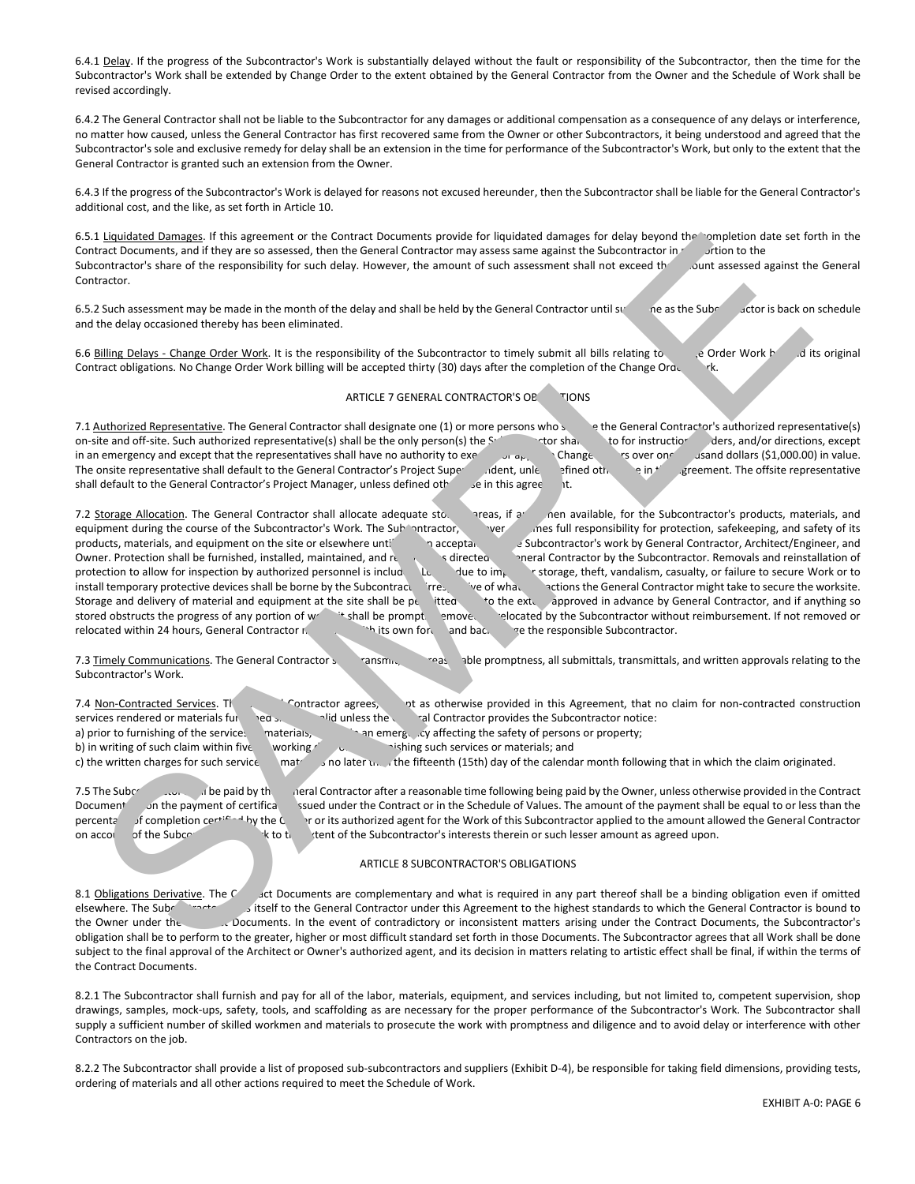6.4.1 Delay. If the progress of the Subcontractor's Work is substantially delayed without the fault or responsibility of the Subcontractor, then the time for the Subcontractor's Work shall be extended by Change Order to the extent obtained by the General Contractor from the Owner and the Schedule of Work shall be revised accordingly.

6.4.2 The General Contractor shall not be liable to the Subcontractor for any damages or additional compensation as a consequence of any delays or interference, no matter how caused, unless the General Contractor has first recovered same from the Owner or other Subcontractors, it being understood and agreed that the Subcontractor's sole and exclusive remedy for delay shall be an extension in the time for performance of the Subcontractor's Work, but only to the extent that the General Contractor is granted such an extension from the Owner.

6.4.3 If the progress of the Subcontractor's Work is delayed for reasons not excused hereunder, then the Subcontractor shall be liable for the General Contractor's additional cost, and the like, as set forth in Article 10.

6.5.1 Liquidated Damages. If this agreement or the Contract Documents provide for liquidated damages for delay beyond the completion date set forth in the Contract Documents, and if they are so assessed, then the General Contractor may assess same against the Subcontractor in proportion to the Subcontractor's share of the responsibility for such delay. However, the amount of such assessment shall not exceed the amount assessed against the General Contractor.

6.5.2 Such assessment may be made in the month of the delay and shall be held by the General Contractor until such time as the Subcontractor is back on schedule and the delay occasioned thereby has been eliminated.

6.6 Billing Delays - Change Order Work. It is the responsibility of the Subcontractor to timely submit all bills relating to Change Order Work beyond its original Contract obligations. No Change Order Work billing will be accepted thirty (30) days after the completion of the Change Order Work.

ARTICLE 7 GENERAL CONTRACTOR'S OBLIGATIONS

7.1 Authorized Representative. The General Contractor shall designate one (1) or more persons who shall be the General Contractor's authorized representative(s) on-site and off-site. Such authorized representative(s) shall be the only person(s) the Subcontractor shall look to for instructions, orders, and/or directions, except in an emergency and except that the representatives shall have no authority to execute or approve Change Orders over one thousand dollars ($1,000.00) in value. The onsite representative shall default to the General Contractor's Project Superintendent, unless defined otherwise in this agreement. The offsite representative shall default to the General Contractor's Project Manager, unless defined otherwise in this agreement.

7.2 Storage Allocation. The General Contractor shall allocate adequate storage areas, if and when available, for the Subcontractor's products, materials, and equipment during the course of the Subcontractor's Work. The Subcontractor, however, assumes full responsibility for protection, safekeeping, and safety of its products, materials, and equipment on the site or elsewhere until final acceptance of the Subcontractor's work by General Contractor, Architect/Engineer, and Owner. Protection shall be furnished, installed, maintained, and removed as directed by General Contractor by the Subcontractor. Removals and reinstallation of protection to allow for inspection by authorized personnel is included. Loss due to improper storage, theft, vandalism, casualty, or failure to secure Work or to install temporary protective devices shall be borne by the Subcontractor irrespective of what actions the General Contractor might take to secure the worksite. Storage and delivery of material and equipment at the site shall be permitted only to the extent approved in advance by General Contractor, and if anything so stored obstructs the progress of any portion of work it shall be promptly removed or relocated by the Subcontractor without reimbursement. If not removed or relocated within 24 hours, General Contractor may do so with its own forces and backcharge the responsible Subcontractor.

7.3 Timely Communications. The General Contractor shall transmit, with reasonable promptness, all submittals, transmittals, and written approvals relating to the Subcontractor's Work.

7.4 Non-Contracted Services. The General Contractor agrees, except as otherwise provided in this Agreement, that no claim for non-contracted construction services rendered or materials furnished shall be valid unless the General Contractor provides the Subcontractor notice:

a) prior to furnishing of the services or materials, except in an emergency affecting the safety of persons or property;

b) in writing of such claim within five (5) working days of furnishing such services or materials; and

c) the written charges for such services or materials no later than the fifteenth (15th) day of the calendar month following that in which the claim originated.

7.5 The Subcontractor shall be paid by the General Contractor after a reasonable time following being paid by the Owner, unless otherwise provided in the Contract Documents, upon the payment of certificates issued under the Contract or in the Schedule of Values. The amount of the payment shall be equal to or less than the percentage of completion certified by the Owner or its authorized agent for the Work of this Subcontractor applied to the amount allowed the General Contractor on account of the Subcontractor's work to the extent of the Subcontractor's interests therein or such lesser amount as agreed upon.

ARTICLE 8 SUBCONTRACTOR'S OBLIGATIONS

8.1 Obligations Derivative. The Contract Documents are complementary and what is required in any part thereof shall be a binding obligation even if omitted elsewhere. The Subcontractor binds itself to the General Contractor under this Agreement to the highest standards to which the General Contractor is bound to the Owner under the Contract Documents. In the event of contradictory or inconsistent matters arising under the Contract Documents, the Subcontractor's obligation shall be to perform to the greater, higher or most difficult standard set forth in those Documents. The Subcontractor agrees that all Work shall be done subject to the final approval of the Architect or Owner's authorized agent, and its decision in matters relating to artistic effect shall be final, if within the terms of the Contract Documents.

8.2.1 The Subcontractor shall furnish and pay for all of the labor, materials, equipment, and services including, but not limited to, competent supervision, shop drawings, samples, mock-ups, safety, tools, and scaffolding as are necessary for the proper performance of the Subcontractor's Work. The Subcontractor shall supply a sufficient number of skilled workmen and materials to prosecute the work with promptness and diligence and to avoid delay or interference with other Contractors on the job.

8.2.2 The Subcontractor shall provide a list of proposed sub-subcontractors and suppliers (Exhibit D-4), be responsible for taking field dimensions, providing tests, ordering of materials and all other actions required to meet the Schedule of Work.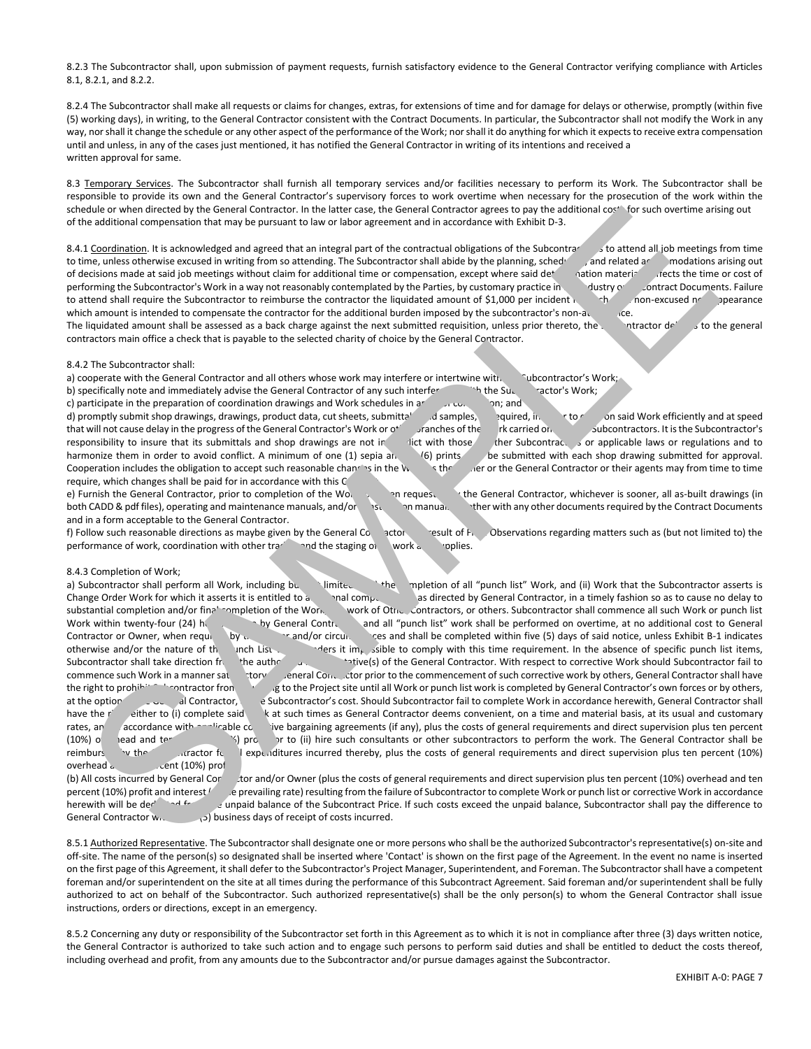8.2.3 The Subcontractor shall, upon submission of payment requests, furnish satisfactory evidence to the General Contractor verifying compliance with Articles 8.1, 8.2.1, and 8.2.2.

8.2.4 The Subcontractor shall make all requests or claims for changes, extras, for extensions of time and for damage for delays or otherwise, promptly (within five (5) working days), in writing, to the General Contractor consistent with the Contract Documents. In particular, the Subcontractor shall not modify the Work in any way, nor shall it change the schedule or any other aspect of the performance of the Work; nor shall it do anything for which it expects to receive extra compensation until and unless, in any of the cases just mentioned, it has notified the General Contractor in writing of its intentions and received a written approval for same.

8.3 Temporary Services. The Subcontractor shall furnish all temporary services and/or facilities necessary to perform its Work. The Subcontractor shall be responsible to provide its own and the General Contractor's supervisory forces to work overtime when necessary for the prosecution of the work within the schedule or when directed by the General Contractor. In the latter case, the General Contractor agrees to pay the additional cost for such overtime arising out of the additional compensation that may be pursuant to law or labor agreement and in accordance with Exhibit D-3.

8.4.1 Coordination. It is acknowledged and agreed that an integral part of the contractual obligations of the Subcontractor is to attend all job meetings from time to time, unless otherwise excused in writing from so attending. The Subcontractor shall abide by the planning, scheduling, and related accommodations arising out of decisions made at said job meetings without claim for additional time or compensation, except where said determination materially affects the time or cost of performing the Subcontractor's Work in a way not reasonably contemplated by the Parties, by customary practice in the industry or Contract Documents. Failure to attend shall require the Subcontractor to reimburse the contractor the liquidated amount of $1,000 per incident for each non-excused non-appearance which amount is intended to compensate the contractor for the additional burden imposed by the subcontractor's non-attendance.
The liquidated amount shall be assessed as a back charge against the next submitted requisition, unless prior thereto, the Subcontractor delivers to the general contractors main office a check that is payable to the selected charity of choice by the General Contractor.

8.4.2 The Subcontractor shall:

a) cooperate with the General Contractor and all others whose work may interfere or intertwine with the Subcontractor's Work;
b) specifically note and immediately advise the General Contractor of any such interference with the Subcontractor's Work;
c) participate in the preparation of coordination drawings and Work schedules in areas of congestion; and
d) promptly submit shop drawings, drawings, product data, cut sheets, submittals and samples, as required, in order to carry on said Work efficiently and at speed that will not cause delay in the progress of the General Contractor's Work or other branches of the Work carried on by other Subcontractors. It is the Subcontractor's responsibility to insure that its submittals and shop drawings are not in conflict with those of other Subcontractors or applicable laws or regulations and to harmonize them in order to avoid conflict. A minimum of one (1) sepia and six (6) prints shall be submitted with each shop drawing submitted for approval. Cooperation includes the obligation to accept such reasonable changes in the Work as the Owner or the General Contractor or their agents may from time to time require, which changes shall be paid for in accordance with this Contract.
e) Furnish the General Contractor, prior to completion of the Work or when requested by the General Contractor, whichever is sooner, all as-built drawings (in both CADD & pdf files), operating and maintenance manuals, and/or instruction manuals together with any other documents required by the Contract Documents and in a form acceptable to the General Contractor.
f) Follow such reasonable directions as maybe given by the General Contractor as a result of Field Observations regarding matters such as (but not limited to) the performance of work, coordination with other trades and the staging of work and supplies.

8.4.3 Completion of Work;

a) Subcontractor shall perform all Work, including but not limited to (i) the completion of all "punch list" Work, and (ii) Work that the Subcontractor asserts is Change Order Work for which it asserts it is entitled to additional compensation, as directed by General Contractor, in a timely fashion so as to cause no delay to substantial completion and/or final completion of the Work, the work of Other Contractors, or others. Subcontractor shall commence all such Work or punch list Work within twenty-four (24) hours of notice by General Contractor, and all "punch list" work shall be performed on overtime, at no additional cost to General Contractor or Owner, when required by the Owner and/or circumstances and shall be completed within five (5) days of said notice, unless Exhibit B-1 indicates otherwise and/or the nature of the punch List item renders it impossible to comply with this time requirement. In the absence of specific punch list items, Subcontractor shall take direction from the authorized representative(s) of the General Contractor. With respect to corrective Work should Subcontractor fail to commence such Work in a manner satisfactory to General Contractor prior to the commencement of such corrective work by others, General Contractor shall have the right to prohibit Subcontractor from returning to the Project site until all Work or punch list work is completed by General Contractor's own forces or by others, at the option of General Contractor, at the Subcontractor's cost. Should Subcontractor fail to complete Work in accordance herewith, General Contractor shall have the right either to (i) complete said Work at such times as General Contractor deems convenient, on a time and material basis, at its usual and customary rates, and in accordance with applicable collective bargaining agreements (if any), plus the costs of general requirements and direct supervision plus ten percent (10%) overhead and ten percent (10%) profit or to (ii) hire such consultants or other subcontractors to perform the work. The General Contractor shall be reimbursed by the Subcontractor for all expenditures incurred thereby, plus the costs of general requirements and direct supervision plus ten percent (10%) overhead and ten percent (10%) profit.

(b) All costs incurred by General Contractor and/or Owner (plus the costs of general requirements and direct supervision plus ten percent (10%) overhead and ten percent (10%) profit and interest (at the prevailing rate) resulting from the failure of Subcontractor to complete Work or punch list or corrective Work in accordance herewith will be deducted from the unpaid balance of the Subcontract Price. If such costs exceed the unpaid balance, Subcontractor shall pay the difference to General Contractor within five (5) business days of receipt of costs incurred.

8.5.1 Authorized Representative. The Subcontractor shall designate one or more persons who shall be the authorized Subcontractor's representative(s) on-site and off-site. The name of the person(s) so designated shall be inserted where 'Contact' is shown on the first page of the Agreement. In the event no name is inserted on the first page of this Agreement, it shall defer to the Subcontractor's Project Manager, Superintendent, and Foreman. The Subcontractor shall have a competent foreman and/or superintendent on the site at all times during the performance of this Subcontract Agreement. Said foreman and/or superintendent shall be fully authorized to act on behalf of the Subcontractor. Such authorized representative(s) shall be the only person(s) to whom the General Contractor shall issue instructions, orders or directions, except in an emergency.

8.5.2 Concerning any duty or responsibility of the Subcontractor set forth in this Agreement as to which it is not in compliance after three (3) days written notice, the General Contractor is authorized to take such action and to engage such persons to perform said duties and shall be entitled to deduct the costs thereof, including overhead and profit, from any amounts due to the Subcontractor and/or pursue damages against the Subcontractor.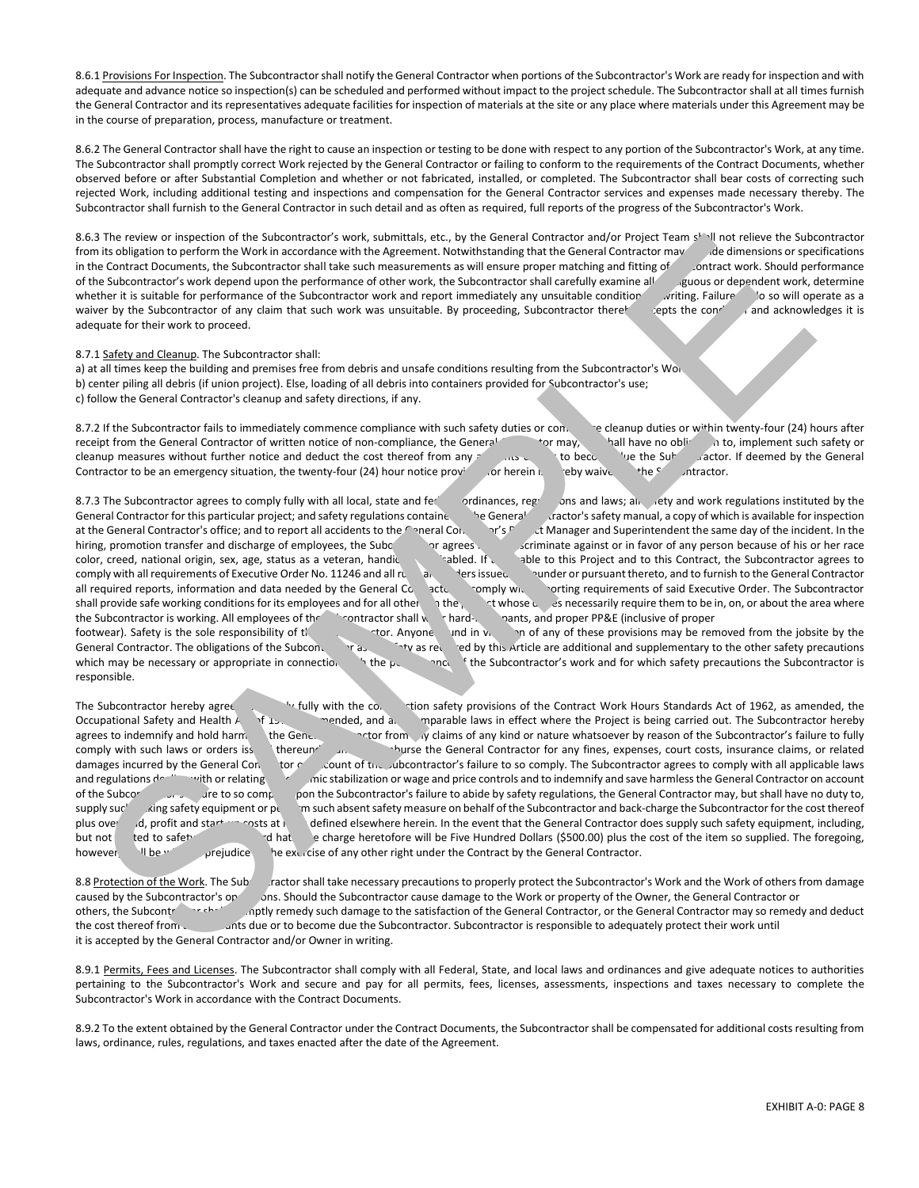8.6.1 Provisions For Inspection. The Subcontractor shall notify the General Contractor when portions of the Subcontractor's Work are ready for inspection and with adequate and advance notice so inspection(s) can be scheduled and performed without impact to the project schedule. The Subcontractor shall at all times furnish the General Contractor and its representatives adequate facilities for inspection of materials at the site or any place where materials under this Agreement may be in the course of preparation, process, manufacture or treatment.

8.6.2 The General Contractor shall have the right to cause an inspection or testing to be done with respect to any portion of the Subcontractor's Work, at any time. The Subcontractor shall promptly correct Work rejected by the General Contractor or failing to conform to the requirements of the Contract Documents, whether observed before or after Substantial Completion and whether or not fabricated, installed, or completed. The Subcontractor shall bear costs of correcting such rejected Work, including additional testing and inspections and compensation for the General Contractor services and expenses made necessary thereby. The Subcontractor shall furnish to the General Contractor in such detail and as often as required, full reports of the progress of the Subcontractor's Work.

8.6.3 The review or inspection of the Subcontractor's work, submittals, etc., by the General Contractor and/or Project Team shall not relieve the Subcontractor from its obligation to perform the Work in accordance with the Agreement. Notwithstanding that the General Contractor may provide dimensions or specifications in the Contract Documents, the Subcontractor shall take such measurements as will ensure proper matching and fitting of contract work. Should performance of the Subcontractor's work depend upon the performance of other work, the Subcontractor shall carefully examine all contiguous or dependent work, determine whether it is suitable for performance of the Subcontractor work and report immediately any unsuitable conditions in writing. Failure to do so will operate as a waiver by the Subcontractor of any claim that such work was unsuitable. By proceeding, Subcontractor thereby accepts the condition and acknowledges it is adequate for their work to proceed.

8.7.1 Safety and Cleanup. The Subcontractor shall:
a) at all times keep the building and premises free from debris and unsafe conditions resulting from the Subcontractor's Work
b) center piling all debris (if union project). Else, loading of all debris into containers provided for Subcontractor's use;
c) follow the General Contractor's cleanup and safety directions, if any.

8.7.2 If the Subcontractor fails to immediately commence compliance with such safety duties or commence cleanup duties or within twenty-four (24) hours after receipt from the General Contractor of written notice of non-compliance, the General Contractor may, but shall have no obligation to, implement such safety or cleanup measures without further notice and deduct the cost thereof from any amounts due or to become due the Subcontractor. If deemed by the General Contractor to be an emergency situation, the twenty-four (24) hour notice provided for herein is hereby waived by the Subcontractor.

8.7.3 The Subcontractor agrees to comply fully with all local, state and federal ordinances, regulations and laws; all safety and work regulations instituted by the General Contractor for this particular project; and safety regulations contained in the General Contractor's safety manual, a copy of which is available for inspection at the General Contractor's office; and to report all accidents to the General Contractor's Project Manager and Superintendent the same day of the incident. In the hiring, promotion transfer and discharge of employees, the Subcontractor agrees not to discriminate against or in favor of any person because of his or her race color, creed, national origin, sex, age, status as a veteran, handicapped or disabled. If applicable to this Project and to this Contract, the Subcontractor agrees to comply with all requirements of Executive Order No. 11246 and all rules and orders issued thereunder or pursuant thereto, and to furnish to the General Contractor all required reports, information and data needed by the General Contractor to comply with reporting requirements of said Executive Order. The Subcontractor shall provide safe working conditions for its employees and for all others on the project whose duties necessarily require them to be in, on, or about the area where the Subcontractor is working. All employees of the Subcontractor shall wear hard-hats, pants, and proper PP&E (inclusive of proper footwear). Safety is the sole responsibility of the Subcontractor. Anyone found in violation of any of these provisions may be removed from the jobsite by the General Contractor. The obligations of the Subcontractor as to safety as required by this Article are additional and supplementary to the other safety precautions which may be necessary or appropriate in connection with the performance of the Subcontractor's work and for which safety precautions the Subcontractor is responsible.

The Subcontractor hereby agrees to comply fully with the construction safety provisions of the Contract Work Hours Standards Act of 1962, as amended, the Occupational Safety and Health Act of 1970, as amended, and all comparable laws in effect where the Project is being carried out. The Subcontractor hereby agrees to indemnify and hold harmless the General Contractor from any claims of any kind or nature whatsoever by reason of the Subcontractor's failure to fully comply with such laws or orders issued thereunder and to reimburse the General Contractor for any fines, expenses, court costs, insurance claims, or related damages incurred by the General Contractor on account of the Subcontractor's failure to so comply. The Subcontractor agrees to comply with all applicable laws and regulations dealing with or relating to economic stabilization or wage and price controls and to indemnify and save harmless the General Contractor on account of the Subcontractor's failure to so comply. Upon the Subcontractor's failure to abide by safety regulations, the General Contractor may, but shall have no duty to, supply such lacking safety equipment or perform such absent safety measure on behalf of the Subcontractor and back-charge the Subcontractor for the cost thereof plus overhead, profit and start-up costs at rates defined elsewhere herein. In the event that the General Contractor does supply such safety equipment, including, but not limited to safety glasses and hats, the charge heretofore will be Five Hundred Dollars ($500.00) plus the cost of the item so supplied. The foregoing, however, shall be without prejudice to the exercise of any other right under the Contract by the General Contractor.

8.8 Protection of the Work. The Subcontractor shall take necessary precautions to properly protect the Subcontractor's Work and the Work of others from damage caused by the Subcontractor's operations. Should the Subcontractor cause damage to the Work or property of the Owner, the General Contractor or others, the Subcontractor shall promptly remedy such damage to the satisfaction of the General Contractor, or the General Contractor may so remedy and deduct the cost thereof from any amounts due or to become due the Subcontractor. Subcontractor is responsible to adequately protect their work until it is accepted by the General Contractor and/or Owner in writing.

8.9.1 Permits, Fees and Licenses. The Subcontractor shall comply with all Federal, State, and local laws and ordinances and give adequate notices to authorities pertaining to the Subcontractor's Work and secure and pay for all permits, fees, licenses, assessments, inspections and taxes necessary to complete the Subcontractor's Work in accordance with the Contract Documents.

8.9.2 To the extent obtained by the General Contractor under the Contract Documents, the Subcontractor shall be compensated for additional costs resulting from laws, ordinance, rules, regulations, and taxes enacted after the date of the Agreement.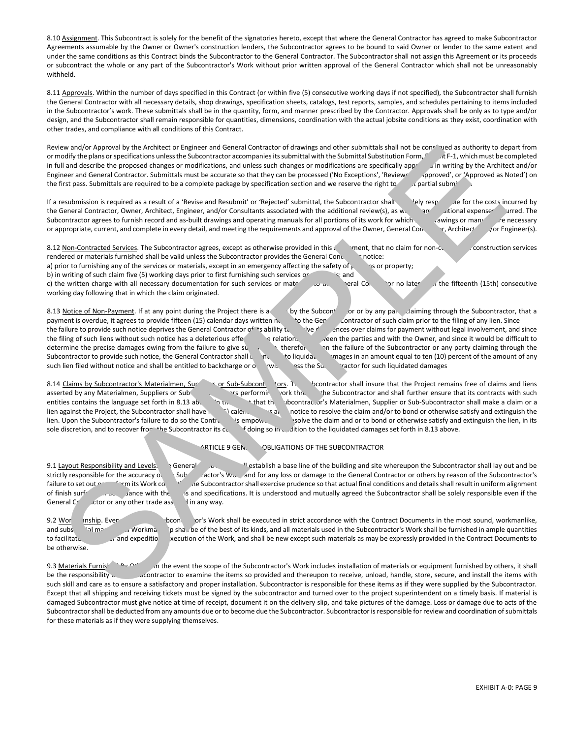8.10 Assignment. This Subcontract is solely for the benefit of the signatories hereto, except that where the General Contractor has agreed to make Subcontractor Agreements assumable by the Owner or Owner's construction lenders, the Subcontractor agrees to be bound to said Owner or lender to the same extent and under the same conditions as this Contract binds the Subcontractor to the General Contractor. The Subcontractor shall not assign this Agreement or its proceeds or subcontract the whole or any part of the Subcontractor's Work without prior written approval of the General Contractor which shall not be unreasonably withheld.

8.11 Approvals. Within the number of days specified in this Contract (or within five (5) consecutive working days if not specified), the Subcontractor shall furnish the General Contractor with all necessary details, shop drawings, specification sheets, catalogs, test reports, samples, and schedules pertaining to items included in the Subcontractor's work. These submittals shall be in the quantity, form, and manner prescribed by the Contractor. Approvals shall be only as to type and/or design, and the Subcontractor shall remain responsible for quantities, dimensions, coordination with the actual jobsite conditions as they exist, coordination with other trades, and compliance with all conditions of this Contract.

Review and/or Approval by the Architect or Engineer and General Contractor of drawings and other submittals shall not be construed as authority to depart from or modify the plans or specifications unless the Subcontractor accompanies its submittal with the Submittal Substitution Form, Exhibit F-1, which must be completed in full and describe the proposed changes or modifications, and unless such changes or modifications are specifically approved in writing by the Architect and/or Engineer and General Contractor. Submittals must be accurate so that they can be processed ('No Exceptions', 'Reviewed', 'Approved', or 'Approved as Noted') on the first pass. Submittals are required to be a complete package by specification section and we reserve the right to reject partial submittals.

If a resubmission is required as a result of a 'Revise and Resubmit' or 'Rejected' submittal, the Subcontractor shall be solely responsible for the costs incurred by the General Contractor, Owner, Architect, Engineer, and/or Consultants associated with the additional review(s), as well as any additional expenses incurred. The Subcontractor agrees to furnish record and as-built drawings and operating manuals for all portions of its work for which such drawings or manuals are necessary or appropriate, current, and complete in every detail, and meeting the requirements and approval of the Owner, General Contractor, Architect and/or Engineer(s).

8.12 Non-Contracted Services. The Subcontractor agrees, except as otherwise provided in this Agreement, that no claim for non-contracted construction services rendered or materials furnished shall be valid unless the Subcontractor provides the General Contractor notice:

a) prior to furnishing any of the services or materials, except in an emergency affecting the safety of persons or property;

b) in writing of such claim five (5) working days prior to first furnishing such services or materials; and

c) the written charge with all necessary documentation for such services or materials to the General Contractor no later than the fifteenth (15th) consecutive working day following that in which the claim originated.

8.13 Notice of Non-Payment. If at any point during the Project there is a claim by the Subcontractor or by any party claiming through the Subcontractor, that a payment is overdue, it agrees to provide fifteen (15) calendar days written notice to the General Contractor of such claim prior to the filing of any lien. Since the failure to provide such notice deprives the General Contractor of its ability to resolve differences over claims for payment without legal involvement, and since the filing of such liens without such notice has a deleterious effect on the relationship between the parties and with the Owner, and since it would be difficult to determine the precise damages owing from the failure to give such notice, therefore upon the failure of the Subcontractor or any party claiming through the Subcontractor to provide such notice, the General Contractor shall be entitled to liquidated damages in an amount equal to ten (10) percent of the amount of any such lien filed without notice and shall be entitled to backcharge or otherwise assess the Subcontractor for such liquidated damages

8.14 Claims by Subcontractor's Materialmen, Suppliers or Sub-Subcontractors. The Subcontractor shall insure that the Project remains free of claims and liens asserted by any Materialmen, Suppliers or Sub-Subcontractors performing work through the Subcontractor and shall further ensure that its contracts with such entities contains the language set forth in 8.13 above. In the event that the Subcontractor's Materialmen, Supplier or Sub-Subcontractor shall make a claim or a lien against the Project, the Subcontractor shall have five (5) calendar days after notice to resolve the claim and/or to bond or otherwise satisfy and extinguish the lien. Upon the Subcontractor's failure to do so the Contractor is empowered to resolve the claim and or to bond or otherwise satisfy and extinguish the lien, in its sole discretion, and to recover from the Subcontractor its cost of doing so in addition to the liquidated damages set forth in 8.13 above.

## ARTICLE 9 GENERAL OBLIGATIONS OF THE SUBCONTRACTOR

9.1 Layout Responsibility and Levels. The General Contractor shall establish a base line of the building and site whereupon the Subcontractor shall lay out and be strictly responsible for the accuracy of the Subcontractor's Work and for any loss or damage to the General Contractor or others by reason of the Subcontractor's failure to set out or perform its Work correctly. The Subcontractor shall exercise prudence so that actual final conditions and details shall result in uniform alignment of finish surfaces in accordance with the plans and specifications. It is understood and mutually agreed the Subcontractor shall be solely responsible even if the General Contractor or any other trade assisted in any way.

9.2 Workmanship. Every part of the Subcontractor's Work shall be executed in strict accordance with the Contract Documents in the most sound, workmanlike, and substantial manner. All Workmanship shall be of the best of its kinds, and all materials used in the Subcontractor's Work shall be furnished in ample quantities to facilitate the proper and expeditious execution of the Work, and shall be new except such materials as may be expressly provided in the Contract Documents to be otherwise.

9.3 Materials Furnished By Others. In the event the scope of the Subcontractor's Work includes installation of materials or equipment furnished by others, it shall be the responsibility of the Subcontractor to examine the items so provided and thereupon to receive, unload, handle, store, secure, and install the items with such skill and care as to ensure a satisfactory and proper installation. Subcontractor is responsible for these items as if they were supplied by the Subcontractor. Except that all shipping and receiving tickets must be signed by the subcontractor and turned over to the project superintendent on a timely basis. If material is damaged Subcontractor must give notice at time of receipt, document it on the delivery slip, and take pictures of the damage. Loss or damage due to acts of the Subcontractor shall be deducted from any amounts due or to become due the Subcontractor. Subcontractor is responsible for review and coordination of submittals for these materials as if they were supplying themselves.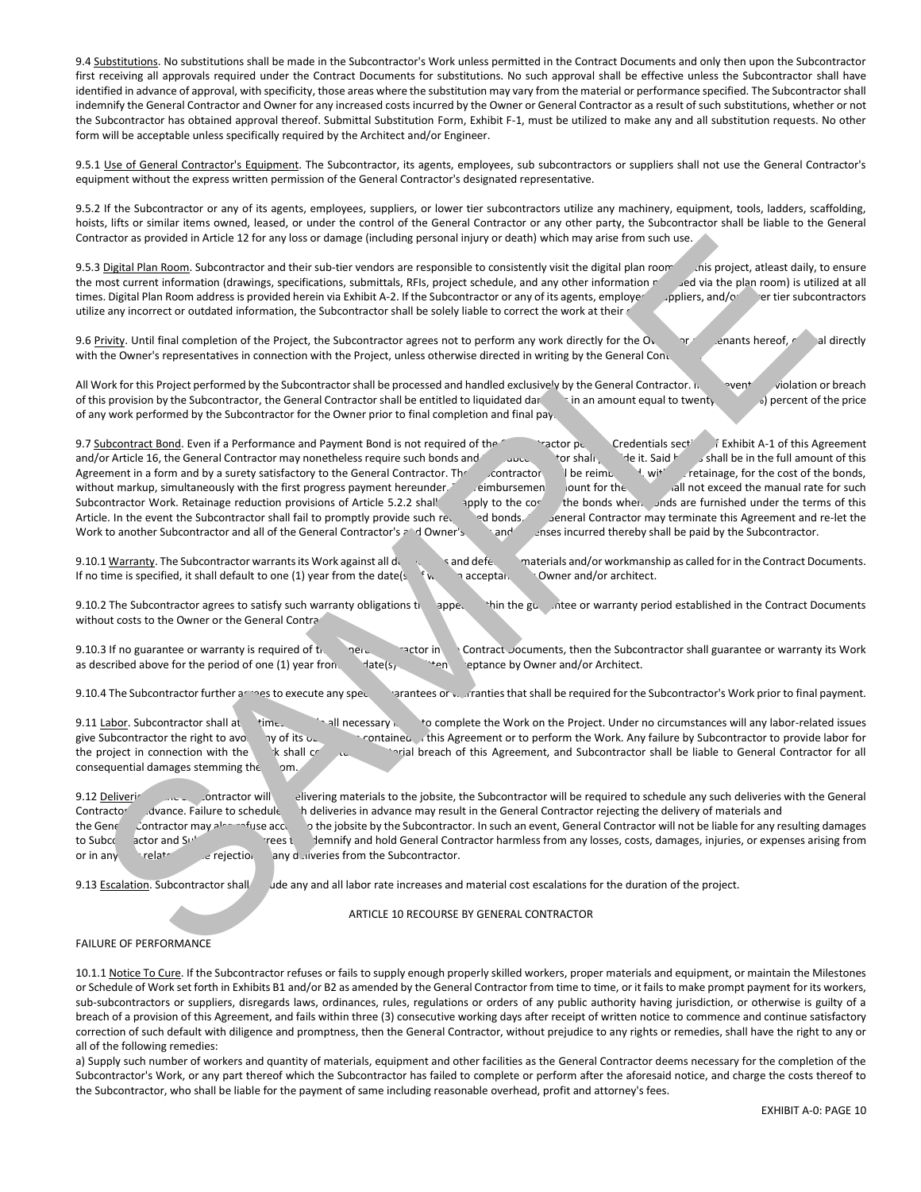9.4 Substitutions. No substitutions shall be made in the Subcontractor's Work unless permitted in the Contract Documents and only then upon the Subcontractor first receiving all approvals required under the Contract Documents for substitutions. No such approval shall be effective unless the Subcontractor shall have identified in advance of approval, with specificity, those areas where the substitution may vary from the material or performance specified. The Subcontractor shall indemnify the General Contractor and Owner for any increased costs incurred by the Owner or General Contractor as a result of such substitutions, whether or not the Subcontractor has obtained approval thereof. Submittal Substitution Form, Exhibit F-1, must be utilized to make any and all substitution requests. No other form will be acceptable unless specifically required by the Architect and/or Engineer.

9.5.1 Use of General Contractor's Equipment. The Subcontractor, its agents, employees, sub subcontractors or suppliers shall not use the General Contractor's equipment without the express written permission of the General Contractor's designated representative.

9.5.2 If the Subcontractor or any of its agents, employees, suppliers, or lower tier subcontractors utilize any machinery, equipment, tools, ladders, scaffolding, hoists, lifts or similar items owned, leased, or under the control of the General Contractor or any other party, the Subcontractor shall be liable to the General Contractor as provided in Article 12 for any loss or damage (including personal injury or death) which may arise from such use.

9.5.3 Digital Plan Room. Subcontractor and their sub-tier vendors are responsible to consistently visit the digital plan room for this project, atleast daily, to ensure the most current information (drawings, specifications, submittals, RFIs, project schedule, and any other information provided via the plan room) is utilized at all times. Digital Plan Room address is provided herein via Exhibit A-2. If the Subcontractor or any of its agents, employees, suppliers, and/or lower tier subcontractors utilize any incorrect or outdated information, the Subcontractor shall be solely liable to correct the work at their cost.

9.6 Privity. Until final completion of the Project, the Subcontractor agrees not to perform any work directly for the Owner or any tenants hereof, or deal directly with the Owner's representatives in connection with the Project, unless otherwise directed in writing by the General Contractor.

All Work for this Project performed by the Subcontractor shall be processed and handled exclusively by the General Contractor. In the event of violation or breach of this provision by the Subcontractor, the General Contractor shall be entitled to liquidated damages in an amount equal to twenty (20%) percent of the price of any work performed by the Subcontractor for the Owner prior to final completion and final payment.

9.7 Subcontract Bond. Even if a Performance and Payment Bond is not required of the Subcontractor per the Credentials section of Exhibit A-1 of this Agreement and/or Article 16, the General Contractor may nonetheless require such bonds and the Subcontractor shall provide it. Said bonds shall be in the full amount of this Agreement in a form and by a surety satisfactory to the General Contractor. The Subcontractor shall be reimbursed, without retainage, for the cost of the bonds, without markup, simultaneously with the first progress payment hereunder. The reimbursement amount for the bonds shall not exceed the manual rate for such Subcontractor Work. Retainage reduction provisions of Article 5.2.2 shall not apply to the cost of the bonds when bonds are furnished under the terms of this Article. In the event the Subcontractor shall fail to promptly provide such requested bonds, the General Contractor may terminate this Agreement and re-let the Work to another Subcontractor and all of the General Contractor's and Owner's costs and expenses incurred thereby shall be paid by the Subcontractor.

9.10.1 Warranty. The Subcontractor warrants its Work against all deficiencies and defects in materials and/or workmanship as called for in the Contract Documents. If no time is specified, it shall default to one (1) year from the date(s) of written acceptance by Owner and/or architect.

9.10.2 The Subcontractor agrees to satisfy such warranty obligations that appear within the guarantee or warranty period established in the Contract Documents without costs to the Owner or the General Contractor.

9.10.3 If no guarantee or warranty is required of the General Contractor in the Contract Documents, then the Subcontractor shall guarantee or warranty its Work as described above for the period of one (1) year from the date(s) of written acceptance by Owner and/or Architect.

9.10.4 The Subcontractor further agrees to execute any special guarantees or warranties that shall be required for the Subcontractor's Work prior to final payment.

9.11 Labor. Subcontractor shall at all times provide all necessary labor to complete the Work on the Project. Under no circumstances will any labor-related issues give Subcontractor the right to avoid any of its obligations contained in this Agreement or to perform the Work. Any failure by Subcontractor to provide labor for the project in connection with the Work shall constitute a material breach of this Agreement, and Subcontractor shall be liable to General Contractor for all consequential damages stemming therefrom.

9.12 Deliveries. If the Subcontractor will be delivering materials to the jobsite, the Subcontractor will be required to schedule any such deliveries with the General Contractor in advance. Failure to schedule such deliveries in advance may result in the General Contractor rejecting the delivery of materials and the General Contractor may also refuse access to the jobsite by the Subcontractor. In such an event, General Contractor will not be liable for any resulting damages to Subcontractor and Subcontractor agrees to indemnify and hold General Contractor harmless from any losses, costs, damages, injuries, or expenses arising from or in any way related to the rejection of any deliveries from the Subcontractor.

9.13 Escalation. Subcontractor shall include any and all labor rate increases and material cost escalations for the duration of the project.

## ARTICLE 10 RECOURSE BY GENERAL CONTRACTOR

FAILURE OF PERFORMANCE

10.1.1 Notice To Cure. If the Subcontractor refuses or fails to supply enough properly skilled workers, proper materials and equipment, or maintain the Milestones or Schedule of Work set forth in Exhibits B1 and/or B2 as amended by the General Contractor from time to time, or it fails to make prompt payment for its workers, sub-subcontractors or suppliers, disregards laws, ordinances, rules, regulations or orders of any public authority having jurisdiction, or otherwise is guilty of a breach of a provision of this Agreement, and fails within three (3) consecutive working days after receipt of written notice to commence and continue satisfactory correction of such default with diligence and promptness, then the General Contractor, without prejudice to any rights or remedies, shall have the right to any or all of the following remedies:

a) Supply such number of workers and quantity of materials, equipment and other facilities as the General Contractor deems necessary for the completion of the Subcontractor's Work, or any part thereof which the Subcontractor has failed to complete or perform after the aforesaid notice, and charge the costs thereof to the Subcontractor, who shall be liable for the payment of same including reasonable overhead, profit and attorney's fees.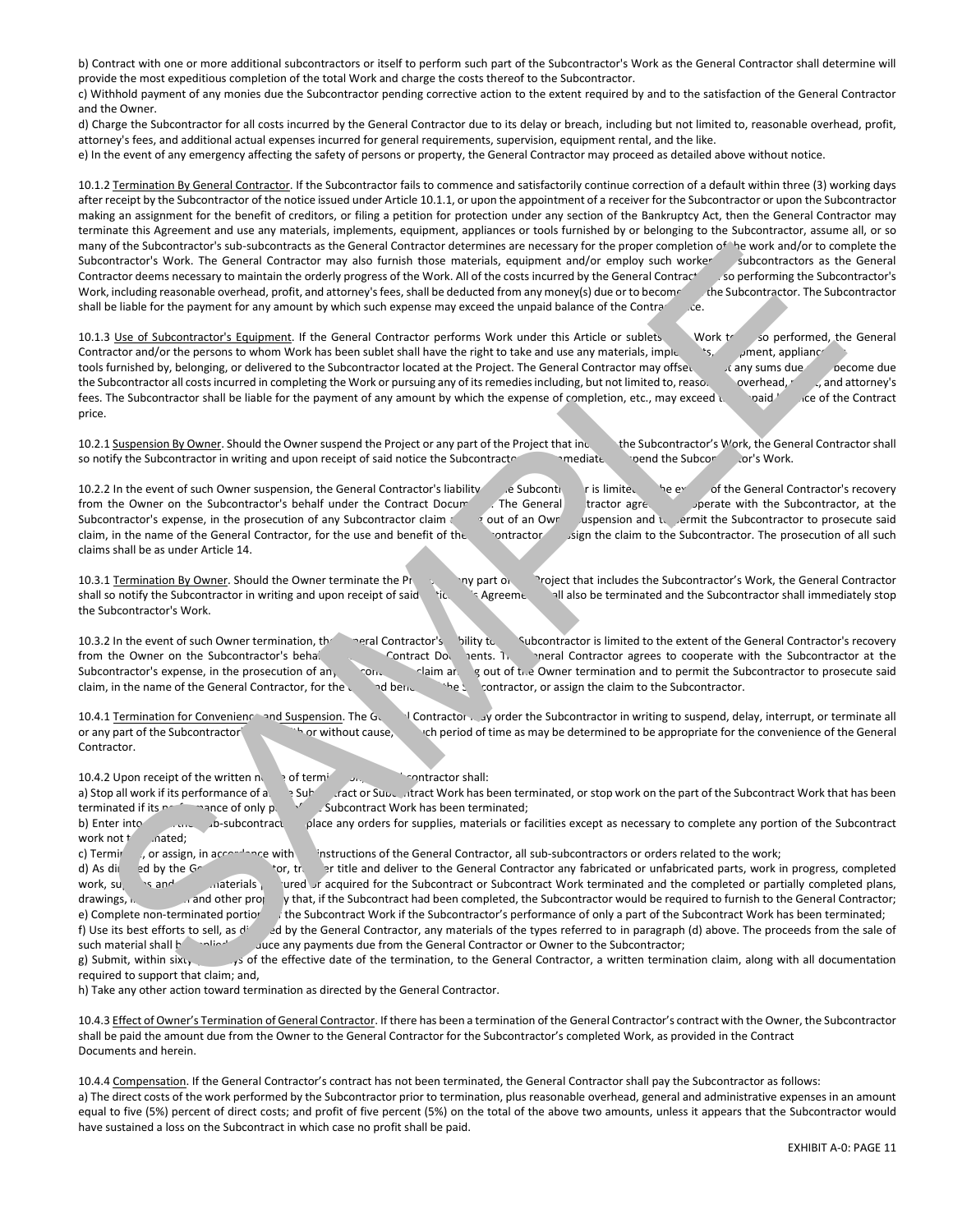b) Contract with one or more additional subcontractors or itself to perform such part of the Subcontractor's Work as the General Contractor shall determine will provide the most expeditious completion of the total Work and charge the costs thereof to the Subcontractor.

c) Withhold payment of any monies due the Subcontractor pending corrective action to the extent required by and to the satisfaction of the General Contractor and the Owner.

d) Charge the Subcontractor for all costs incurred by the General Contractor due to its delay or breach, including but not limited to, reasonable overhead, profit, attorney's fees, and additional actual expenses incurred for general requirements, supervision, equipment rental, and the like.

e) In the event of any emergency affecting the safety of persons or property, the General Contractor may proceed as detailed above without notice.

10.1.2 Termination By General Contractor. If the Subcontractor fails to commence and satisfactorily continue correction of a default within three (3) working days after receipt by the Subcontractor of the notice issued under Article 10.1.1, or upon the appointment of a receiver for the Subcontractor or upon the Subcontractor making an assignment for the benefit of creditors, or filing a petition for protection under any section of the Bankruptcy Act, then the General Contractor may terminate this Agreement and use any materials, implements, equipment, appliances or tools furnished by or belonging to the Subcontractor, assume all, or so many of the Subcontractor's sub-subcontracts as the General Contractor determines are necessary for the proper completion of the work and/or to complete the Subcontractor's Work. The General Contractor may also furnish those materials, equipment and/or employ such workers or subcontractors as the General Contractor deems necessary to maintain the orderly progress of the Work. All of the costs incurred by the General Contractor in so performing the Subcontractor's Work, including reasonable overhead, profit, and attorney's fees, shall be deducted from any money(s) due or to become due the Subcontractor. The Subcontractor shall be liable for the payment for any amount by which such expense may exceed the unpaid balance of the Contract Price.

10.1.3 Use of Subcontractor's Equipment. If the General Contractor performs Work under this Article or sublets such Work to be so performed, the General Contractor and/or the persons to whom Work has been sublet shall have the right to take and use any materials, implements, equipment, appliances or tools furnished by, belonging, or delivered to the Subcontractor located at the Project. The General Contractor may offset against any sums due or to become due the Subcontractor all costs incurred in completing the Work or pursuing any of its remedies including, but not limited to, reasonable overhead, profit, and attorney's fees. The Subcontractor shall be liable for the payment of any amount by which the expense of completion, etc., may exceed the unpaid balance of the Contract price.

10.2.1 Suspension By Owner. Should the Owner suspend the Project or any part of the Project that includes the Subcontractor's Work, the General Contractor shall so notify the Subcontractor in writing and upon receipt of said notice the Subcontractor shall immediately suspend the Subcontractor's Work.

10.2.2 In the event of such Owner suspension, the General Contractor's liability to the Subcontractor is limited to the extent of the General Contractor's recovery from the Owner on the Subcontractor's behalf under the Contract Documents. The General Contractor agrees to cooperate with the Subcontractor, at the Subcontractor's expense, in the prosecution of any Subcontractor claim arising out of an Owner suspension and to permit the Subcontractor to prosecute said claim, in the name of the General Contractor, for the use and benefit of the Subcontractor, or assign the claim to the Subcontractor. The prosecution of all such claims shall be as under Article 14.

10.3.1 Termination By Owner. Should the Owner terminate the Project or any part of the Project that includes the Subcontractor's Work, the General Contractor shall so notify the Subcontractor in writing and upon receipt of said notice, this Agreement shall also be terminated and the Subcontractor shall immediately stop the Subcontractor's Work.

10.3.2 In the event of such Owner termination, the General Contractor's liability to the Subcontractor is limited to the extent of the General Contractor's recovery from the Owner on the Subcontractor's behalf under the Contract Documents. The General Contractor agrees to cooperate with the Subcontractor at the Subcontractor's expense, in the prosecution of any Subcontractor claim arising out of the Owner termination and to permit the Subcontractor to prosecute said claim, in the name of the General Contractor, for the use and benefit of the Subcontractor, or assign the claim to the Subcontractor.

10.4.1 Termination for Convenience and Suspension. The General Contractor may order the Subcontractor in writing to suspend, delay, interrupt, or terminate all or any part of the Subcontractor's Work with or without cause, for such period of time as may be determined to be appropriate for the convenience of the General Contractor.

10.4.2 Upon receipt of the written notice of termination, the Subcontractor shall:

a) Stop all work if its performance of all the Subcontract or Subcontract Work has been terminated, or stop work on the part of the Subcontract Work that has been terminated if its performance of only part of the Subcontract Work has been terminated;

b) Enter into no further sub-subcontracts or place any orders for supplies, materials or facilities except as necessary to complete any portion of the Subcontract work not terminated;

c) Terminate, or assign, in accordance with the instructions of the General Contractor, all sub-subcontractors or orders related to the work;

d) As directed by the General Contractor, transfer title and deliver to the General Contractor any fabricated or unfabricated parts, work in progress, completed work, supplies and other materials procured or acquired for the Subcontract or Subcontract Work terminated and the completed or partially completed plans, drawings, information and other property that, if the Subcontract had been completed, the Subcontractor would be required to furnish to the General Contractor;

e) Complete non-terminated portions of the Subcontract Work if the Subcontractor's performance of only a part of the Subcontract Work has been terminated;

f) Use its best efforts to sell, as directed by the General Contractor, any materials of the types referred to in paragraph (d) above. The proceeds from the sale of such material shall be applied to reduce any payments due from the General Contractor or Owner to the Subcontractor;

g) Submit, within sixty days of the effective date of the termination, to the General Contractor, a written termination claim, along with all documentation required to support that claim; and,

h) Take any other action toward termination as directed by the General Contractor.

10.4.3 Effect of Owner's Termination of General Contractor. If there has been a termination of the General Contractor's contract with the Owner, the Subcontractor shall be paid the amount due from the Owner to the General Contractor for the Subcontractor's completed Work, as provided in the Contract Documents and herein.

10.4.4 Compensation. If the General Contractor's contract has not been terminated, the General Contractor shall pay the Subcontractor as follows:

a) The direct costs of the work performed by the Subcontractor prior to termination, plus reasonable overhead, general and administrative expenses in an amount equal to five (5%) percent of direct costs; and profit of five percent (5%) on the total of the above two amounts, unless it appears that the Subcontractor would have sustained a loss on the Subcontract in which case no profit shall be paid.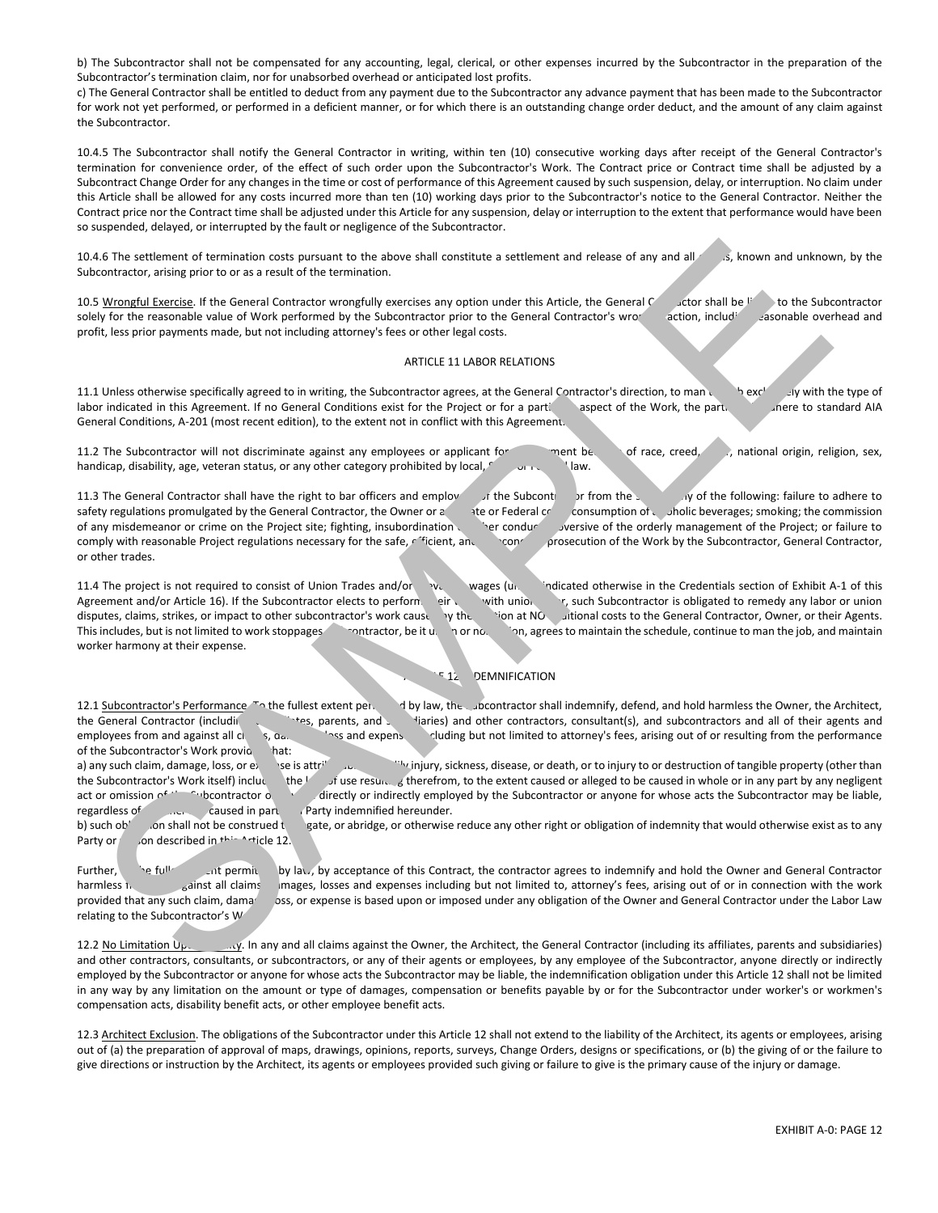b) The Subcontractor shall not be compensated for any accounting, legal, clerical, or other expenses incurred by the Subcontractor in the preparation of the Subcontractor's termination claim, nor for unabsorbed overhead or anticipated lost profits.

c) The General Contractor shall be entitled to deduct from any payment due to the Subcontractor any advance payment that has been made to the Subcontractor for work not yet performed, or performed in a deficient manner, or for which there is an outstanding change order deduct, and the amount of any claim against the Subcontractor.

10.4.5 The Subcontractor shall notify the General Contractor in writing, within ten (10) consecutive working days after receipt of the General Contractor's termination for convenience order, of the effect of such order upon the Subcontractor's Work. The Contract price or Contract time shall be adjusted by a Subcontract Change Order for any changes in the time or cost of performance of this Agreement caused by such suspension, delay, or interruption. No claim under this Article shall be allowed for any costs incurred more than ten (10) working days prior to the Subcontractor's notice to the General Contractor. Neither the Contract price nor the Contract time shall be adjusted under this Article for any suspension, delay or interruption to the extent that performance would have been so suspended, delayed, or interrupted by the fault or negligence of the Subcontractor.

10.4.6 The settlement of termination costs pursuant to the above shall constitute a settlement and release of any and all claims, known and unknown, by the Subcontractor, arising prior to or as a result of the termination.

10.5 Wrongful Exercise. If the General Contractor wrongfully exercises any option under this Article, the General Contractor shall be liable to the Subcontractor solely for the reasonable value of Work performed by the Subcontractor prior to the General Contractor's wrongful action, including reasonable overhead and profit, less prior payments made, but not including attorney's fees or other legal costs.

## ARTICLE 11 LABOR RELATIONS

11.1 Unless otherwise specifically agreed to in writing, the Subcontractor agrees, at the General Contractor's direction, to man the job exclusively with the type of labor indicated in this Agreement. If no General Conditions exist for the Project or for a particular aspect of the Work, the parties shall adhere to standard AIA General Conditions, A-201 (most recent edition), to the extent not in conflict with this Agreement.

11.2 The Subcontractor will not discriminate against any employees or applicant for employment because of race, creed, color, national origin, religion, sex, handicap, disability, age, veteran status, or any other category prohibited by local, State or Federal law.

11.3 The General Contractor shall have the right to bar officers and employees of the Subcontractor from the site for any of the following: failure to adhere to safety regulations promulgated by the General Contractor, the Owner or a State or Federal code; consumption of alcoholic beverages; smoking; the commission of any misdemeanor or crime on the Project site; fighting, insubordination or other conduct subversive of the orderly management of the Project; or failure to comply with reasonable Project regulations necessary for the safe, efficient, and economic prosecution of the Work by the Subcontractor, General Contractor, or other trades.

11.4 The project is not required to consist of Union Trades and/or prevailing wages (unless indicated otherwise in the Credentials section of Exhibit A-1 of this Agreement and/or Article 16). If the Subcontractor elects to perform their work with union labor, such Subcontractor is obligated to remedy any labor or union disputes, claims, strikes, or impact to other subcontractor's work caused by their election at NO additional costs to the General Contractor, Owner, or their Agents. This includes, but is not limited to work stoppages. Subcontractor, be it union or non-union, agrees to maintain the schedule, continue to man the job, and maintain worker harmony at their expense.

## ARTICLE 12 INDEMNIFICATION

12.1 Subcontractor's Performance. To the fullest extent permitted by law, the Subcontractor shall indemnify, defend, and hold harmless the Owner, the Architect, the General Contractor (including affiliates, parents, and subsidiaries) and other contractors, consultant(s), and subcontractors and all of their agents and employees from and against all claims, damages, loss and expenses, including but not limited to attorney's fees, arising out of or resulting from the performance of the Subcontractor's Work provided that:

a) any such claim, damage, loss, or expense is attributable to bodily injury, sickness, disease, or death, or to injury to or destruction of tangible property (other than the Subcontractor's Work itself) including the loss of use resulting therefrom, to the extent caused or alleged to be caused in whole or in any part by any negligent act or omission of the Subcontractor or anyone directly or indirectly employed by the Subcontractor or anyone for whose acts the Subcontractor may be liable, regardless of whether it is caused in part by a Party indemnified hereunder.

b) such obligation shall not be construed to negate, or abridge, or otherwise reduce any other right or obligation of indemnity that would otherwise exist as to any Party or person described in this Article 12.

Further, to the fullest extent permitted by law, by acceptance of this Contract, the contractor agrees to indemnify and hold the Owner and General Contractor harmless from and against all claims, damages, losses and expenses including but not limited to, attorney's fees, arising out of or in connection with the work provided that any such claim, damage, loss, or expense is based upon or imposed under any obligation of the Owner and General Contractor under the Labor Law relating to the Subcontractor's Work.

12.2 No Limitation Upon Liability. In any and all claims against the Owner, the Architect, the General Contractor (including its affiliates, parents and subsidiaries) and other contractors, consultants, or subcontractors, or any of their agents or employees, by any employee of the Subcontractor, anyone directly or indirectly employed by the Subcontractor or anyone for whose acts the Subcontractor may be liable, the indemnification obligation under this Article 12 shall not be limited in any way by any limitation on the amount or type of damages, compensation or benefits payable by or for the Subcontractor under worker's or workmen's compensation acts, disability benefit acts, or other employee benefit acts.

12.3 Architect Exclusion. The obligations of the Subcontractor under this Article 12 shall not extend to the liability of the Architect, its agents or employees, arising out of (a) the preparation of approval of maps, drawings, opinions, reports, surveys, Change Orders, designs or specifications, or (b) the giving of or the failure to give directions or instruction by the Architect, its agents or employees provided such giving or failure to give is the primary cause of the injury or damage.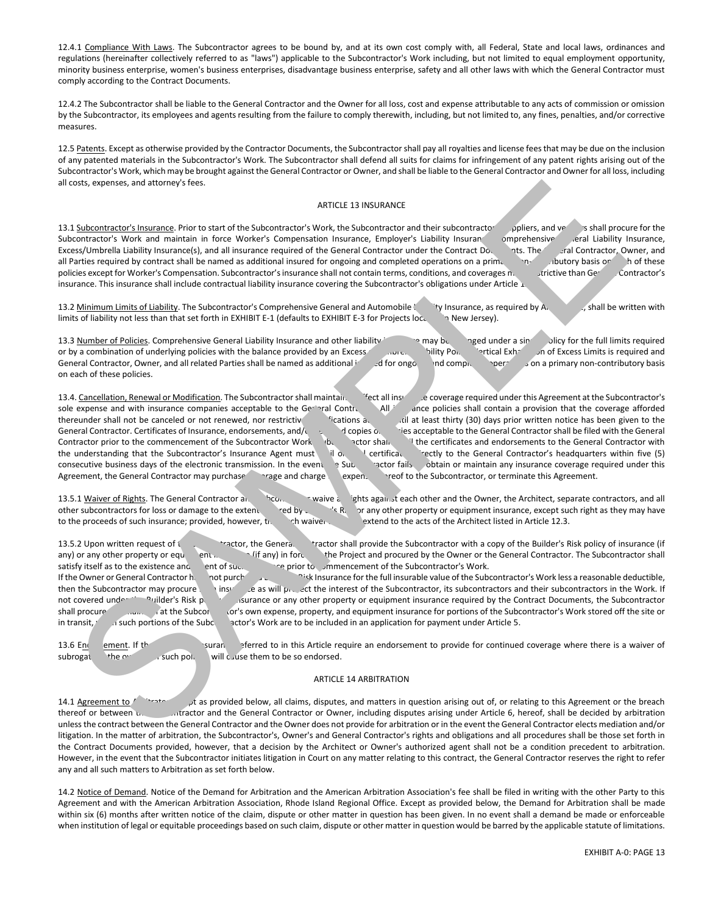12.4.1 Compliance With Laws. The Subcontractor agrees to be bound by, and at its own cost comply with, all Federal, State and local laws, ordinances and regulations (hereinafter collectively referred to as "laws") applicable to the Subcontractor's Work including, but not limited to equal employment opportunity, minority business enterprise, women's business enterprises, disadvantage business enterprise, safety and all other laws with which the General Contractor must comply according to the Contract Documents.

12.4.2 The Subcontractor shall be liable to the General Contractor and the Owner for all loss, cost and expense attributable to any acts of commission or omission by the Subcontractor, its employees and agents resulting from the failure to comply therewith, including, but not limited to, any fines, penalties, and/or corrective measures.

12.5 Patents. Except as otherwise provided by the Contractor Documents, the Subcontractor shall pay all royalties and license fees that may be due on the inclusion of any patented materials in the Subcontractor's Work. The Subcontractor shall defend all suits for claims for infringement of any patent rights arising out of the Subcontractor's Work, which may be brought against the General Contractor or Owner, and shall be liable to the General Contractor and Owner for all loss, including all costs, expenses, and attorney's fees.

## ARTICLE 13 INSURANCE

13.1 Subcontractor's Insurance. Prior to start of the Subcontractor's Work, the Subcontractor and their subcontractors, suppliers, and vendors shall procure for the Subcontractor's Work and maintain in force Worker's Compensation Insurance, Employer's Liability Insurance, Comprehensive General Liability Insurance, Excess/Umbrella Liability Insurance(s), and all insurance required of the General Contractor under the Contract Documents. The General Contractor, Owner, and all Parties required by contract shall be named as additional insured for ongoing and completed operations on a primary non-contributory basis on each of these policies except for Worker's Compensation. Subcontractor's insurance shall not contain terms, conditions, and coverages more restrictive than General Contractor's insurance. This insurance shall include contractual liability insurance covering the Subcontractor's obligations under Article 1

13.2 Minimum Limits of Liability. The Subcontractor's Comprehensive General and Automobile Liability Insurance, as required by Article , shall be written with limits of liability not less than that set forth in EXHIBIT E-1 (defaults to EXHIBIT E-3 for Projects located in New Jersey).

13.3 Number of Policies. Comprehensive General Liability Insurance and other liability insurance may be arranged under a single policy for the full limits required or by a combination of underlying policies with the balance provided by an Excess or Umbrella Liability Policy. Vertical Exhaustion of Excess Limits is required and General Contractor, Owner, and all related Parties shall be named as additional insured for ongoing and completed operations on a primary non-contributory basis on each of these policies.

13.4. Cancellation, Renewal or Modification. The Subcontractor shall maintain in effect all insurance coverage required under this Agreement at the Subcontractor's sole expense and with insurance companies acceptable to the General Contractor. All insurance policies shall contain a provision that the coverage afforded thereunder shall not be canceled or not renewed, nor restrictive modifications added, until at least thirty (30) days prior written notice has been given to the General Contractor. Certificates of Insurance, endorsements, and/or certified copies of policies acceptable to the General Contractor shall be filed with the General Contractor prior to the commencement of the Subcontractor Work. Subcontractor shall mail the certificates and endorsements to the General Contractor with the understanding that the Subcontractor's Insurance Agent must mail original certificates directly to the General Contractor's headquarters within five (5) consecutive business days of the electronic transmission. In the event the Subcontractor fails to obtain or maintain any insurance coverage required under this Agreement, the General Contractor may purchase coverage and charge the expense thereof to the Subcontractor, or terminate this Agreement.

13.5.1 Waiver of Rights. The General Contractor and Subcontractor waive all rights against each other and the Owner, the Architect, separate contractors, and all other subcontractors for loss or damage to the extent covered by Builder's Risk or any other property or equipment insurance, except such right as they may have to the proceeds of such insurance; provided, however, that such waiver shall not extend to the acts of the Architect listed in Article 12.3.

13.5.2 Upon written request of the Subcontractor, the General Contractor shall provide the Subcontractor with a copy of the Builder's Risk policy of insurance (if any) or any other property or equipment insurance (if any) in force for the Project and procured by the Owner or the General Contractor. The Subcontractor shall satisfy itself as to the existence and extent of such insurance prior to commencement of the Subcontractor's Work.
If the Owner or General Contractor has not purchased Builder's Risk Insurance for the full insurable value of the Subcontractor's Work less a reasonable deductible, then the Subcontractor may procure such insurance as will protect the interest of the Subcontractor, its subcontractors and their subcontractors in the Work. If not covered under the Builder's Risk policy of insurance or any other property or equipment insurance required by the Contract Documents, the Subcontractor shall procure and maintain at the Subcontractor's own expense, property, and equipment insurance for portions of the Subcontractor's Work stored off the site or in transit, when such portions of the Subcontractor's Work are to be included in an application for payment under Article 5.

13.6 Endorsement. If the policies of insurance referred to in this Article require an endorsement to provide for continued coverage where there is a waiver of subrogation, the owners of such policies will cause them to be so endorsed.

## ARTICLE 14 ARBITRATION

14.1 Agreement to Arbitrate. Except as provided below, all claims, disputes, and matters in question arising out of, or relating to this Agreement or the breach thereof or between the Subcontractor and the General Contractor or Owner, including disputes arising under Article 6, hereof, shall be decided by arbitration unless the contract between the General Contractor and the Owner does not provide for arbitration or in the event the General Contractor elects mediation and/or litigation. In the matter of arbitration, the Subcontractor's, Owner's and General Contractor's rights and obligations and all procedures shall be those set forth in the Contract Documents provided, however, that a decision by the Architect or Owner's authorized agent shall not be a condition precedent to arbitration. However, in the event that the Subcontractor initiates litigation in Court on any matter relating to this contract, the General Contractor reserves the right to refer any and all such matters to Arbitration as set forth below.

14.2 Notice of Demand. Notice of the Demand for Arbitration and the American Arbitration Association's fee shall be filed in writing with the other Party to this Agreement and with the American Arbitration Association, Rhode Island Regional Office. Except as provided below, the Demand for Arbitration shall be made within six (6) months after written notice of the claim, dispute or other matter in question has been given. In no event shall a demand be made or enforceable when institution of legal or equitable proceedings based on such claim, dispute or other matter in question would be barred by the applicable statute of limitations.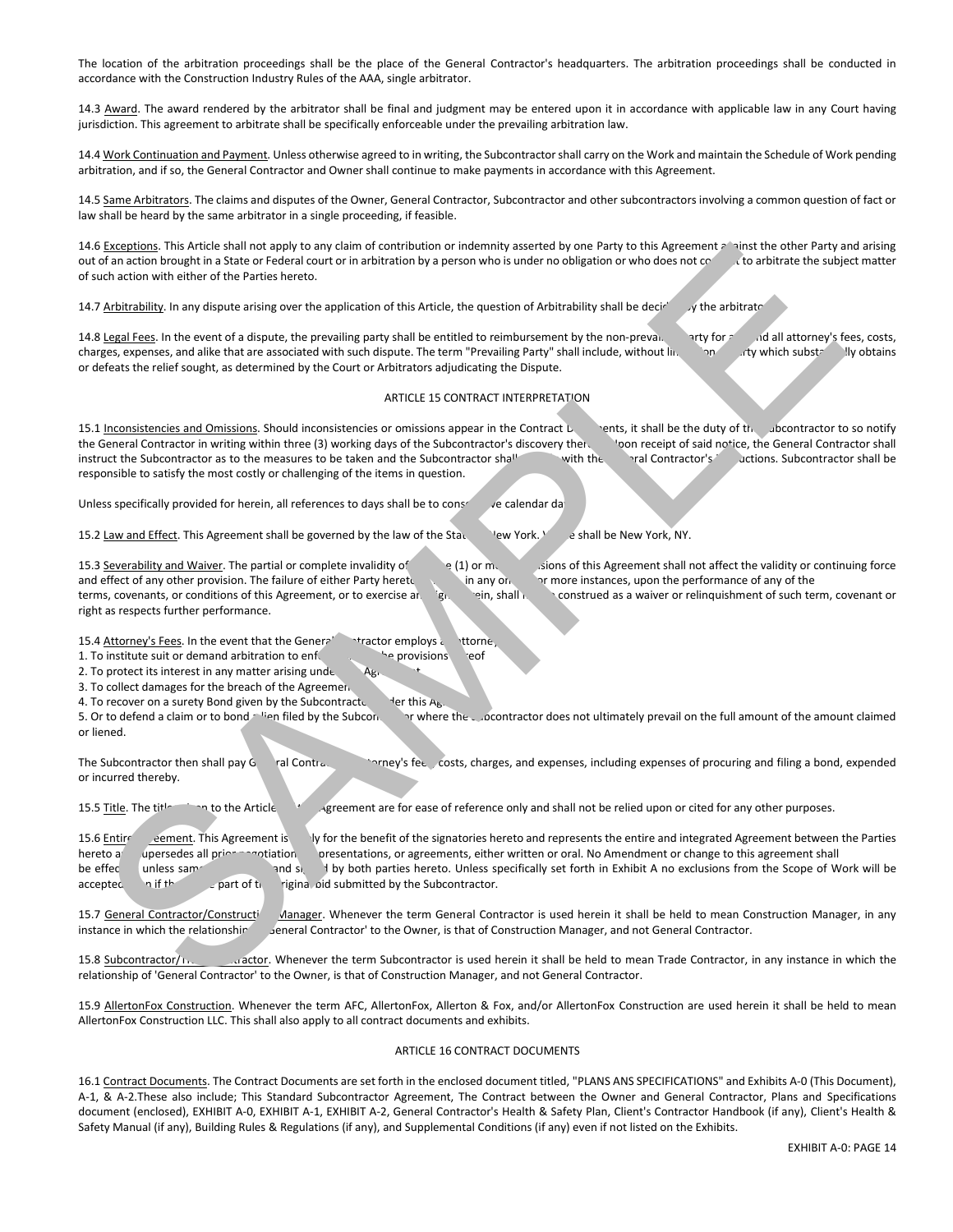The location of the arbitration proceedings shall be the place of the General Contractor's headquarters. The arbitration proceedings shall be conducted in accordance with the Construction Industry Rules of the AAA, single arbitrator.

14.3 Award. The award rendered by the arbitrator shall be final and judgment may be entered upon it in accordance with applicable law in any Court having jurisdiction. This agreement to arbitrate shall be specifically enforceable under the prevailing arbitration law.

14.4 Work Continuation and Payment. Unless otherwise agreed to in writing, the Subcontractor shall carry on the Work and maintain the Schedule of Work pending arbitration, and if so, the General Contractor and Owner shall continue to make payments in accordance with this Agreement.

14.5 Same Arbitrators. The claims and disputes of the Owner, General Contractor, Subcontractor and other subcontractors involving a common question of fact or law shall be heard by the same arbitrator in a single proceeding, if feasible.

14.6 Exceptions. This Article shall not apply to any claim of contribution or indemnity asserted by one Party to this Agreement against the other Party and arising out of an action brought in a State or Federal court or in arbitration by a person who is under no obligation or who does not consent to arbitrate the subject matter of such action with either of the Parties hereto.

14.7 Arbitrability. In any dispute arising over the application of this Article, the question of Arbitrability shall be decided by the arbitrator.

14.8 Legal Fees. In the event of a dispute, the prevailing party shall be entitled to reimbursement by the non-prevailing party for any and all attorney's fees, costs, charges, expenses, and alike that are associated with such dispute. The term "Prevailing Party" shall include, without limitation, a party which substantially obtains or defeats the relief sought, as determined by the Court or Arbitrators adjudicating the Dispute.

## ARTICLE 15 CONTRACT INTERPRETATION

15.1 Inconsistencies and Omissions. Should inconsistencies or omissions appear in the Contract Documents, it shall be the duty of the Subcontractor to so notify the General Contractor in writing within three (3) working days of the Subcontractor's discovery thereof. Upon receipt of said notice, the General Contractor shall instruct the Subcontractor as to the measures to be taken and the Subcontractor shall comply with the General Contractor's instructions. Subcontractor shall be responsible to satisfy the most costly or challenging of the items in question.

Unless specifically provided for herein, all references to days shall be to consecutive calendar days.

15.2 Law and Effect. This Agreement shall be governed by the law of the State of New York. Venue shall be New York, NY.

15.3 Severability and Waiver. The partial or complete invalidity of any one (1) or more provisions of this Agreement shall not affect the validity or continuing force and effect of any other provision. The failure of either Party hereto to insist, in any one or more instances, upon the performance of any of the terms, covenants, or conditions of this Agreement, or to exercise any right herein, shall not be construed as a waiver or relinquishment of such term, covenant or right as respects further performance.

15.4 Attorney's Fees. In the event that the General Contractor employs an attorney,
1. To institute suit or demand arbitration to enforce any of the provisions hereof
2. To protect its interest in any matter arising under this Agreement
3. To collect damages for the breach of the Agreement
4. To recover on a surety Bond given by the Subcontractor under this Agreement
5. Or to defend a claim or to bond a lien filed by the Subcontractor where the Subcontractor does not ultimately prevail on the full amount of the amount claimed or liened.

The Subcontractor then shall pay General Contractor's attorney's fees, costs, charges, and expenses, including expenses of procuring and filing a bond, expended or incurred thereby.

15.5 Title. The titles given to the Articles of this Agreement are for ease of reference only and shall not be relied upon or cited for any other purposes.

15.6 Entire Agreement. This Agreement is solely for the benefit of the signatories hereto and represents the entire and integrated Agreement between the Parties hereto and supersedes all prior negotiations, representations, or agreements, either written or oral. No Amendment or change to this agreement shall be effective unless same is in writing and signed by both parties hereto. Unless specifically set forth in Exhibit A no exclusions from the Scope of Work will be accepted, even if they were part of the original bid submitted by the Subcontractor.

15.7 General Contractor/Construction Manager. Whenever the term General Contractor is used herein it shall be held to mean Construction Manager, in any instance in which the relationship of 'General Contractor' to the Owner, is that of Construction Manager, and not General Contractor.

15.8 Subcontractor/Trade Contractor. Whenever the term Subcontractor is used herein it shall be held to mean Trade Contractor, in any instance in which the relationship of 'General Contractor' to the Owner, is that of Construction Manager, and not General Contractor.

15.9 AllertonFox Construction. Whenever the term AFC, AllertonFox, Allerton & Fox, and/or AllertonFox Construction are used herein it shall be held to mean AllertonFox Construction LLC. This shall also apply to all contract documents and exhibits.

## ARTICLE 16 CONTRACT DOCUMENTS

16.1 Contract Documents. The Contract Documents are set forth in the enclosed document titled, "PLANS ANS SPECIFICATIONS" and Exhibits A-0 (This Document), A-1, & A-2.These also include; This Standard Subcontractor Agreement, The Contract between the Owner and General Contractor, Plans and Specifications document (enclosed), EXHIBIT A-0, EXHIBIT A-1, EXHIBIT A-2, General Contractor's Health & Safety Plan, Client's Contractor Handbook (if any), Client's Health & Safety Manual (if any), Building Rules & Regulations (if any), and Supplemental Conditions (if any) even if not listed on the Exhibits.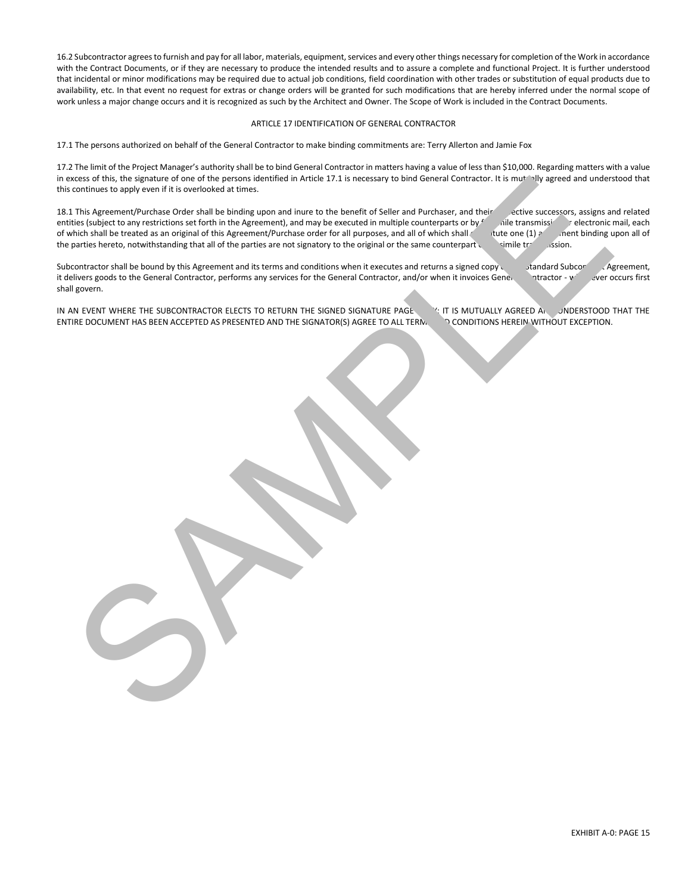16.2 Subcontractor agrees to furnish and pay for all labor, materials, equipment, services and every other things necessary for completion of the Work in accordance with the Contract Documents, or if they are necessary to produce the intended results and to assure a complete and functional Project. It is further understood that incidental or minor modifications may be required due to actual job conditions, field coordination with other trades or substitution of equal products due to availability, etc. In that event no request for extras or change orders will be granted for such modifications that are hereby inferred under the normal scope of work unless a major change occurs and it is recognized as such by the Architect and Owner. The Scope of Work is included in the Contract Documents.

## ARTICLE 17 IDENTIFICATION OF GENERAL CONTRACTOR

17.1 The persons authorized on behalf of the General Contractor to make binding commitments are: Terry Allerton and Jamie Fox

17.2 The limit of the Project Manager's authority shall be to bind General Contractor in matters having a value of less than $10,000. Regarding matters with a value in excess of this, the signature of one of the persons identified in Article 17.1 is necessary to bind General Contractor. It is mutually agreed and understood that this continues to apply even if it is overlooked at times.

18.1 This Agreement/Purchase Order shall be binding upon and inure to the benefit of Seller and Purchaser, and their respective successors, assigns and related entities (subject to any restrictions set forth in the Agreement), and may be executed in multiple counterparts or by facsimile transmission or electronic mail, each of which shall be treated as an original of this Agreement/Purchase order for all purposes, and all of which shall constitute one (1) agreement binding upon all of the parties hereto, notwithstanding that all of the parties are not signatory to the original or the same counterpart or facsimile transmission.

Subcontractor shall be bound by this Agreement and its terms and conditions when it executes and returns a signed copy of this Standard Subcontract Agreement, it delivers goods to the General Contractor, performs any services for the General Contractor, and/or when it invoices General Contractor - whichever occurs first shall govern.

IN AN EVENT WHERE THE SUBCONTRACTOR ELECTS TO RETURN THE SIGNED SIGNATURE PAGE ONLY: IT IS MUTUALLY AGREED AND UNDERSTOOD THAT THE ENTIRE DOCUMENT HAS BEEN ACCEPTED AS PRESENTED AND THE SIGNATOR(S) AGREE TO ALL TERMS AND CONDITIONS HEREIN WITHOUT EXCEPTION.